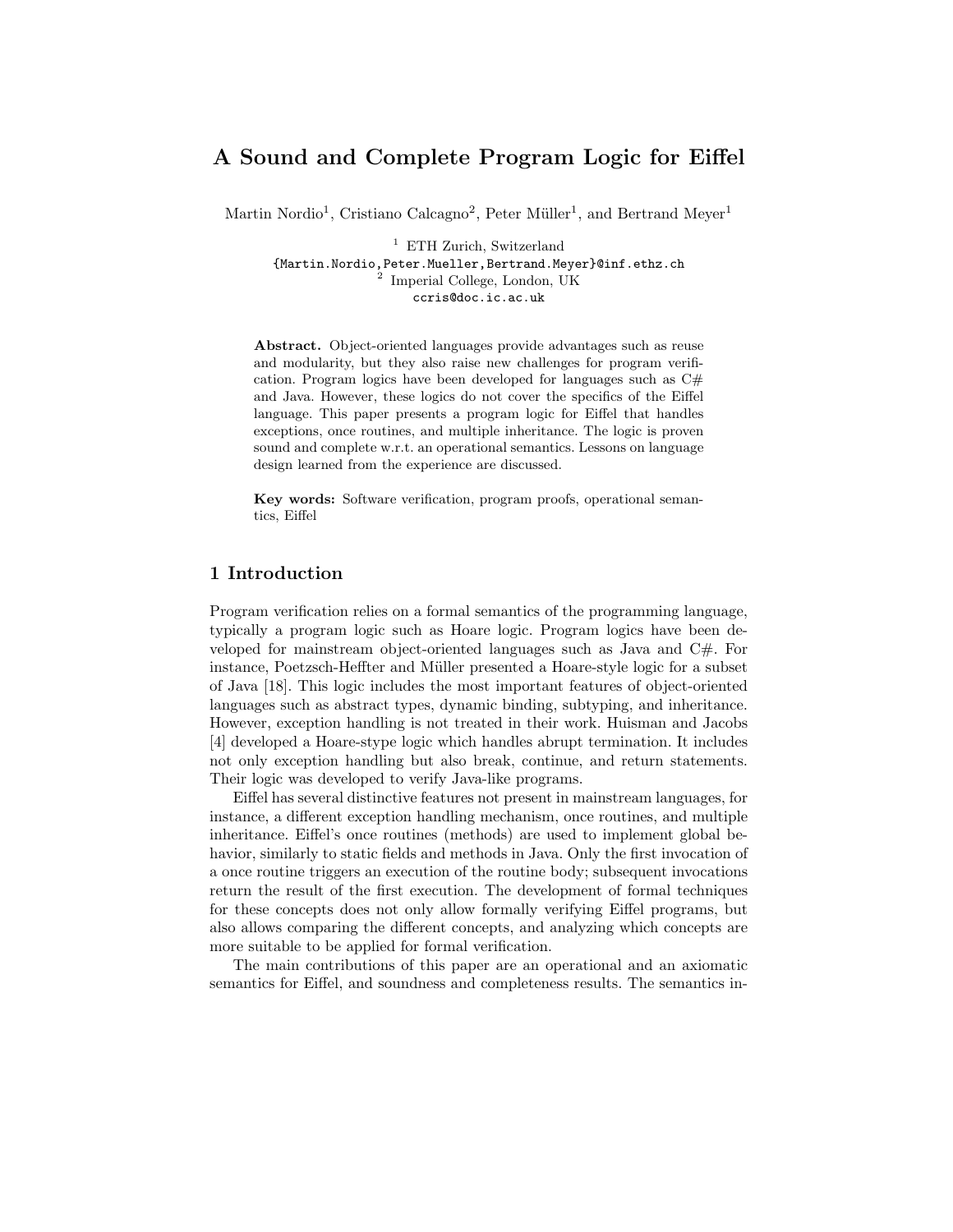# A Sound and Complete Program Logic for Eiffel

Martin Nordio[1], Cristiano Calcagno[2], Peter Müller[1], and Bertrand Meyer[1]

[1] ETH Zurich, Switzerland
{Martin.Nordio,Peter.Mueller,Bertrand.Meyer}@inf.ethz.ch
[2] Imperial College, London, UK
ccris@doc.ic.ac.uk

**Abstract.** Object-oriented languages provide advantages such as reuse and modularity, but they also raise new challenges for program verification. Program logics have been developed for languages such as C# and Java. However, these logics do not cover the specifics of the Eiffel language. This paper presents a program logic for Eiffel that handles exceptions, once routines, and multiple inheritance. The logic is proven sound and complete w.r.t. an operational semantics. Lessons on language design learned from the experience are discussed.

**Key words:** Software verification, program proofs, operational semantics, Eiffel

## 1 Introduction

Program verification relies on a formal semantics of the programming language, typically a program logic such as Hoare logic. Program logics have been developed for mainstream object-oriented languages such as Java and C#. For instance, Poetzsch-Heffter and Müller presented a Hoare-style logic for a subset of Java [18]. This logic includes the most important features of object-oriented languages such as abstract types, dynamic binding, subtyping, and inheritance. However, exception handling is not treated in their work. Huisman and Jacobs [4] developed a Hoare-stype logic which handles abrupt termination. It includes not only exception handling but also break, continue, and return statements. Their logic was developed to verify Java-like programs.

Eiffel has several distinctive features not present in mainstream languages, for instance, a different exception handling mechanism, once routines, and multiple inheritance. Eiffel's once routines (methods) are used to implement global behavior, similarly to static fields and methods in Java. Only the first invocation of a once routine triggers an execution of the routine body; subsequent invocations return the result of the first execution. The development of formal techniques for these concepts does not only allow formally verifying Eiffel programs, but also allows comparing the different concepts, and analyzing which concepts are more suitable to be applied for formal verification.

The main contributions of this paper are an operational and an axiomatic semantics for Eiffel, and soundness and completeness results. The semantics in-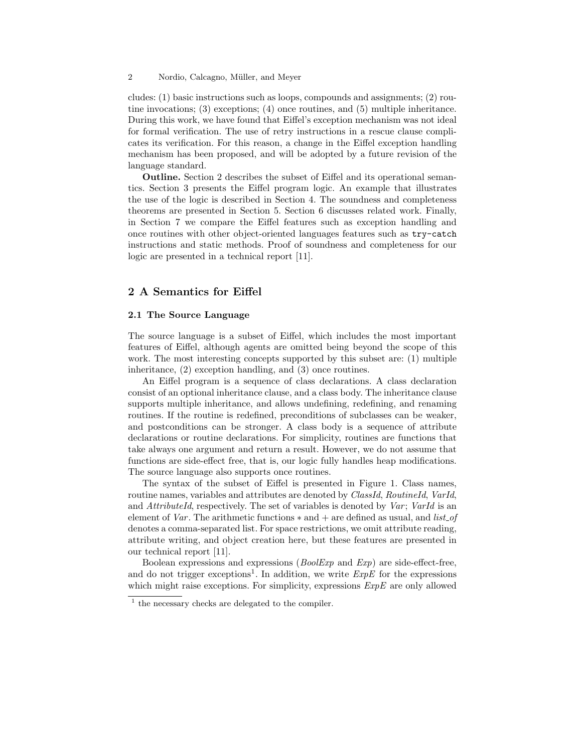cludes: (1) basic instructions such as loops, compounds and assignments; (2) routine invocations; (3) exceptions; (4) once routines, and (5) multiple inheritance. During this work, we have found that Eiffel's exception mechanism was not ideal for formal verification. The use of retry instructions in a rescue clause complicates its verification. For this reason, a change in the Eiffel exception handling mechanism has been proposed, and will be adopted by a future revision of the language standard.

**Outline.** Section 2 describes the subset of Eiffel and its operational semantics. Section 3 presents the Eiffel program logic. An example that illustrates the use of the logic is described in Section 4. The soundness and completeness theorems are presented in Section 5. Section 6 discusses related work. Finally, in Section 7 we compare the Eiffel features such as exception handling and once routines with other object-oriented languages features such as `try-catch` instructions and static methods. Proof of soundness and completeness for our logic are presented in a technical report [11].

## 2 A Semantics for Eiffel

### 2.1 The Source Language

The source language is a subset of Eiffel, which includes the most important features of Eiffel, although agents are omitted being beyond the scope of this work. The most interesting concepts supported by this subset are: (1) multiple inheritance, (2) exception handling, and (3) once routines.

An Eiffel program is a sequence of class declarations. A class declaration consist of an optional inheritance clause, and a class body. The inheritance clause supports multiple inheritance, and allows undefining, redefining, and renaming routines. If the routine is redefined, preconditions of subclasses can be weaker, and postconditions can be stronger. A class body is a sequence of attribute declarations or routine declarations. For simplicity, routines are functions that take always one argument and return a result. However, we do not assume that functions are side-effect free, that is, our logic fully handles heap modifications. The source language also supports once routines.

The syntax of the subset of Eiffel is presented in Figure 1. Class names, routine names, variables and attributes are denoted by *ClassId*, *RoutineId*, *VarId*, and *AttributeId*, respectively. The set of variables is denoted by *Var*; *VarId* is an element of *Var*. The arithmetic functions $*$ and $+$ are defined as usual, and *list_of* denotes a comma-separated list. For space restrictions, we omit attribute reading, attribute writing, and object creation here, but these features are presented in our technical report [11].

Boolean expressions and expressions (*BoolExp* and *Exp*) are side-effect-free, and do not trigger exceptions[1]. In addition, we write *ExpE* for the expressions which might raise exceptions. For simplicity, expressions *ExpE* are only allowed

[1] the necessary checks are delegated to the compiler.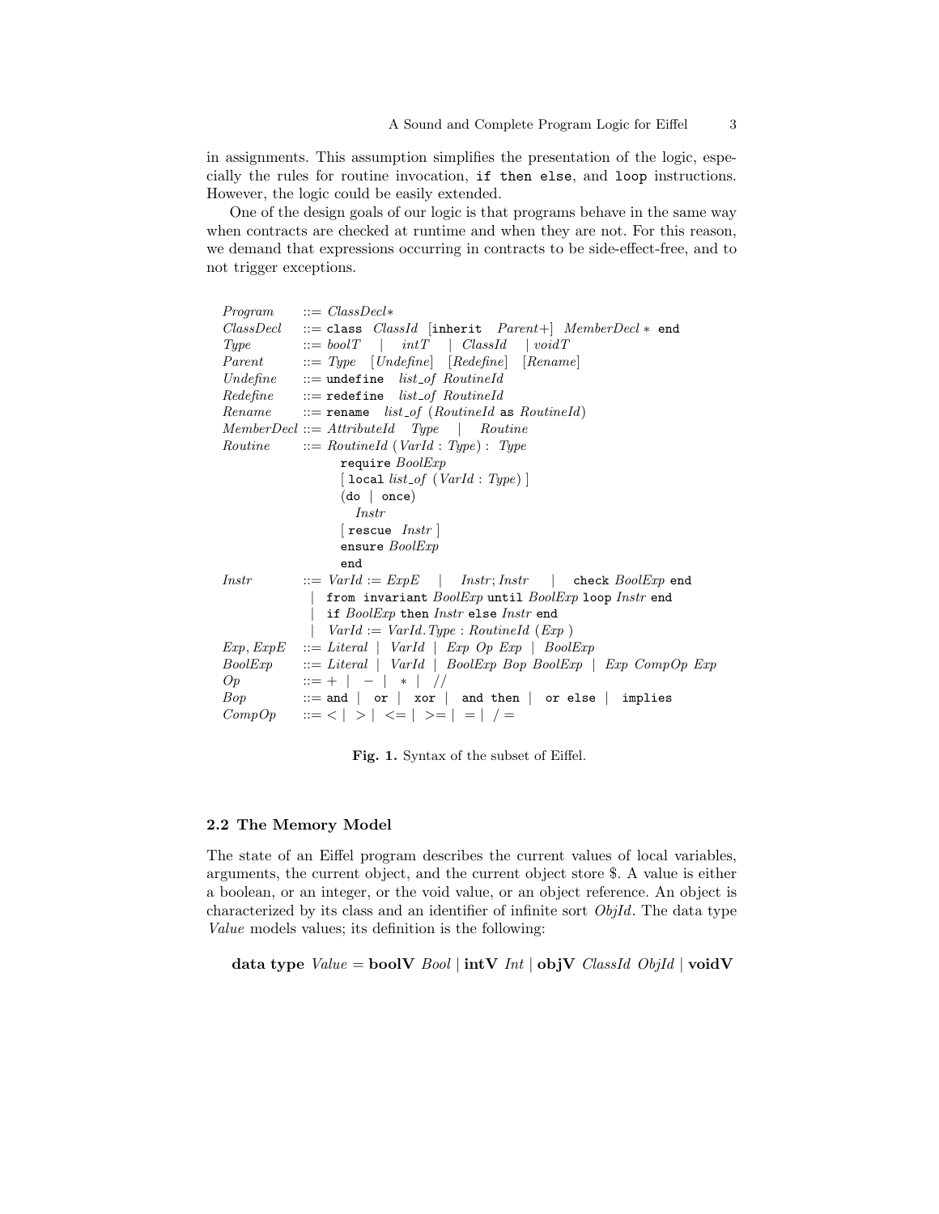in assignments. This assumption simplifies the presentation of the logic, especially the rules for routine invocation, `if then else`, and `loop` instructions. However, the logic could be easily extended.

One of the design goals of our logic is that programs behave in the same way when contracts are checked at runtime and when they are not. For this reason, we demand that expressions occurring in contracts to be side-effect-free, and to not trigger exceptions.

```
Program    ::= ClassDecl*
ClassDecl  ::= class ClassId [inherit Parent+] MemberDecl * end
Type       ::= boolT | intT | ClassId | voidT
Parent     ::= Type [Undefine] [Redefine] [Rename]
Undefine   ::= undefine list_of RoutineId
Redefine   ::= redefine list_of RoutineId
Rename     ::= rename list_of (RoutineId as RoutineId)
MemberDecl ::= AttributeId Type | Routine
Routine    ::= RoutineId (VarId : Type) : Type
                 require BoolExp
                 [ local list_of (VarId : Type) ]
                 (do | once)
                   Instr
                 [ rescue Instr ]
                 ensure BoolExp
                 end
Instr      ::= VarId := ExpE | Instr; Instr | check BoolExp end
             | from invariant BoolExp until BoolExp loop Instr end
             | if BoolExp then Instr else Instr end
             | VarId := VarId.Type : RoutineId (Exp )
Exp, ExpE  ::= Literal | VarId | Exp Op Exp | BoolExp
BoolExp    ::= Literal | VarId | BoolExp Bop BoolExp | Exp CompOp Exp
Op         ::= + | - | * | //
Bop        ::= and | or | xor | and then | or else | implies
CompOp     ::= < | > | <= | >= | = | / =
```

**Fig. 1.** Syntax of the subset of Eiffel.

### 2.2 The Memory Model

The state of an Eiffel program describes the current values of local variables, arguments, the current object, and the current object store \$. A value is either a boolean, or an integer, or the void value, or an object reference. An object is characterized by its class and an identifier of infinite sort *ObjId*. The data type *Value* models values; its definition is the following:

**data type** *Value* = **boolV** *Bool* | **intV** *Int* | **objV** *ClassId ObjId* | **voidV**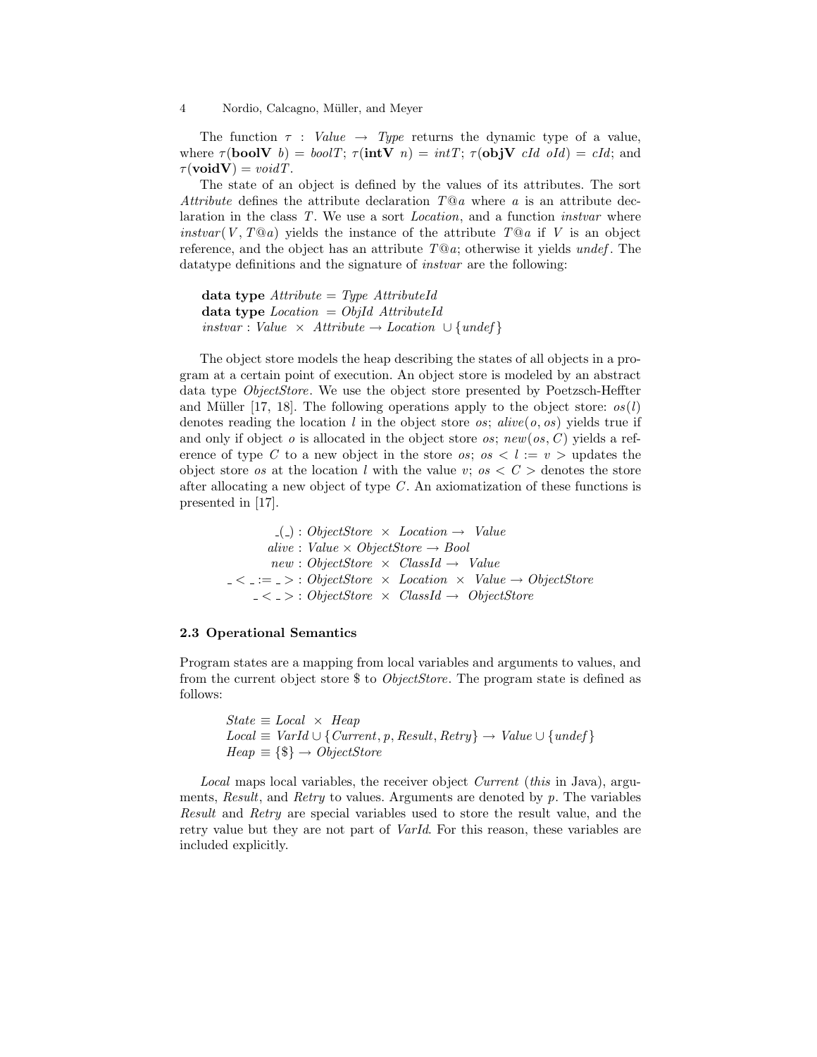The function $\tau : Value \rightarrow Type$ returns the dynamic type of a value, where $\tau(\mathbf{boolV}\ b) = boolT$; $\tau(\mathbf{intV}\ n) = intT$; $\tau(\mathbf{objV}\ cId\ oId) = cId$; and $\tau(\mathbf{voidV}) = voidT$.

The state of an object is defined by the values of its attributes. The sort *Attribute* defines the attribute declaration $T@a$ where $a$ is an attribute declaration in the class $T$. We use a sort *Location*, and a function *instvar* where $instvar(V, T@a)$ yields the instance of the attribute $T@a$ if $V$ is an object reference, and the object has an attribute $T@a$; otherwise it yields *undef*. The datatype definitions and the signature of *instvar* are the following:

$$
\begin{array}{l}
\textbf{data type } Attribute = Type\ AttributeId \\
\textbf{data type } Location\ = ObjId\ AttributeId \\
instvar : Value\ \times\ Attribute \rightarrow Location\ \cup \{undef\}
\end{array}
$$

The object store models the heap describing the states of all objects in a program at a certain point of execution. An object store is modeled by an abstract data type *ObjectStore*. We use the object store presented by Poetzsch-Heffter and Müller [17, 18]. The following operations apply to the object store: $os(l)$ denotes reading the location $l$ in the object store $os$; $alive(o, os)$ yields true if and only if object $o$ is allocated in the object store $os$; $new(os, C)$ yields a reference of type $C$ to a new object in the store $os$; $os < l := v >$ updates the object store $os$ at the location $l$ with the value $v$; $os < C >$ denotes the store after allocating a new object of type $C$. An axiomatization of these functions is presented in [17].

$$
\begin{array}{rl}
\_(\_) : & ObjectStore\ \times\ Location \rightarrow\ Value \\
alive : & Value \times ObjectStore \rightarrow Bool \\
new : & ObjectStore\ \times\ ClassId \rightarrow\ Value \\
\_ < \_ := \_ > : & ObjectStore\ \times\ Location\ \times\ Value \rightarrow ObjectStore \\
\_ < \_ > : & ObjectStore\ \times\ ClassId \rightarrow\ ObjectStore
\end{array}
$$

### 2.3 Operational Semantics

Program states are a mapping from local variables and arguments to values, and from the current object store \$ to *ObjectStore*. The program state is defined as follows:

$$
\begin{array}{l}
State \equiv Local\ \times\ Heap \\
Local \equiv VarId \cup \{Current, p, Result, Retry\} \rightarrow Value \cup \{undef\} \\
Heap \equiv \{\$\} \rightarrow ObjectStore
\end{array}
$$

*Local* maps local variables, the receiver object *Current* (*this* in Java), arguments, *Result*, and *Retry* to values. Arguments are denoted by $p$. The variables *Result* and *Retry* are special variables used to store the result value, and the retry value but they are not part of *VarId*. For this reason, these variables are included explicitly.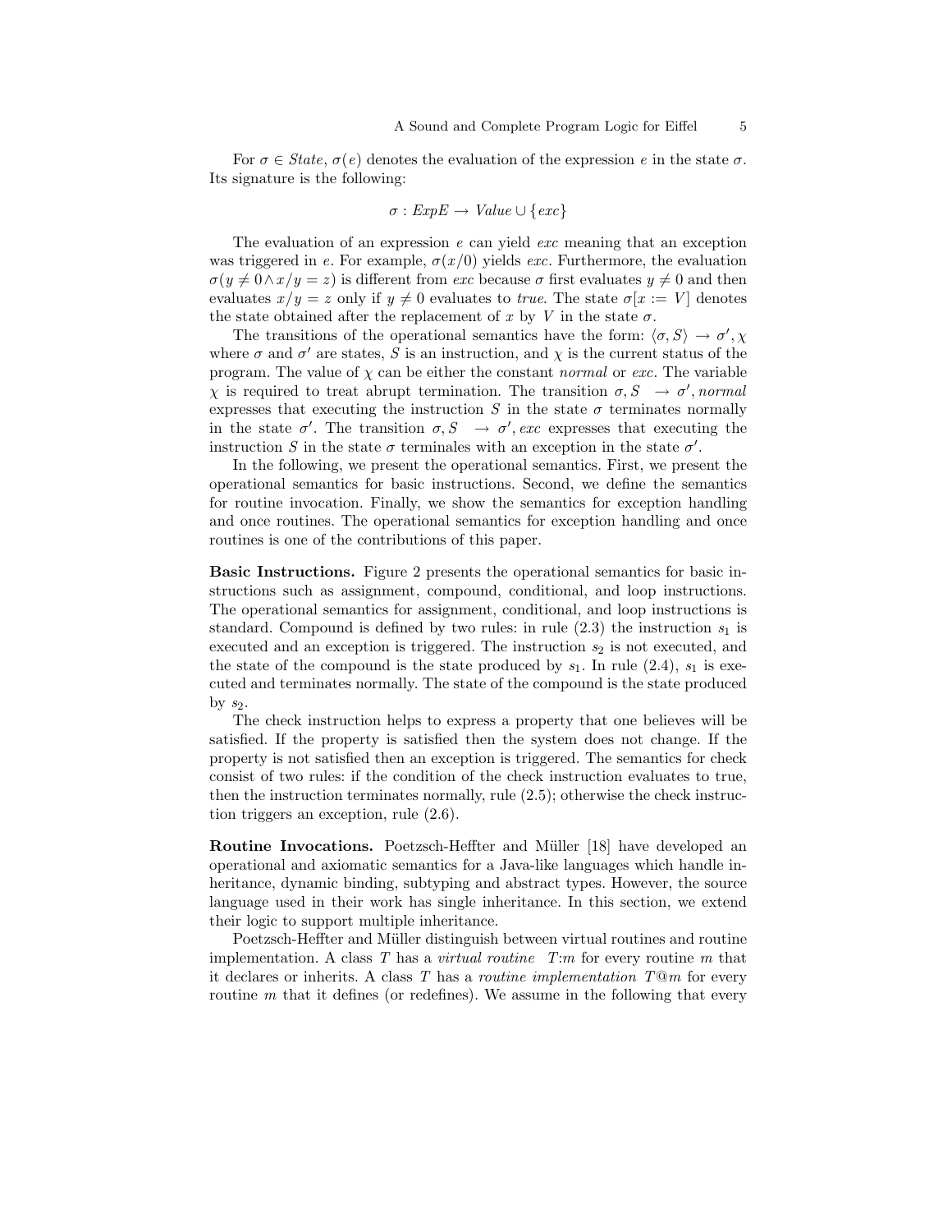For $\sigma \in State$, $\sigma(e)$ denotes the evaluation of the expression $e$ in the state $\sigma$. Its signature is the following:

$$\sigma : ExpE \rightarrow Value \cup \{exc\}$$

The evaluation of an expression $e$ can yield *exc* meaning that an exception was triggered in $e$. For example, $\sigma(x/0)$ yields *exc*. Furthermore, the evaluation $\sigma(y \neq 0 \wedge x/y = z)$ is different from *exc* because $\sigma$ first evaluates $y \neq 0$ and then evaluates $x/y = z$ only if $y \neq 0$ evaluates to *true*. The state $\sigma[x := V]$ denotes the state obtained after the replacement of $x$ by $V$ in the state $\sigma$.

The transitions of the operational semantics have the form: $\langle \sigma, S \rangle \rightarrow \sigma', \chi$ where $\sigma$ and $\sigma'$ are states, $S$ is an instruction, and $\chi$ is the current status of the program. The value of $\chi$ can be either the constant *normal* or *exc*. The variable $\chi$ is required to treat abrupt termination. The transition $\sigma, S \rightarrow \sigma', normal$ expresses that executing the instruction $S$ in the state $\sigma$ terminates normally in the state $\sigma'$. The transition $\sigma, S \rightarrow \sigma', exc$ expresses that executing the instruction $S$ in the state $\sigma$ terminales with an exception in the state $\sigma'$.

In the following, we present the operational semantics. First, we present the operational semantics for basic instructions. Second, we define the semantics for routine invocation. Finally, we show the semantics for exception handling and once routines. The operational semantics for exception handling and once routines is one of the contributions of this paper.

**Basic Instructions.** Figure 2 presents the operational semantics for basic instructions such as assignment, compound, conditional, and loop instructions. The operational semantics for assignment, conditional, and loop instructions is standard. Compound is defined by two rules: in rule (2.3) the instruction $s_1$ is executed and an exception is triggered. The instruction $s_2$ is not executed, and the state of the compound is the state produced by $s_1$. In rule (2.4), $s_1$ is executed and terminates normally. The state of the compound is the state produced by $s_2$.

The check instruction helps to express a property that one believes will be satisfied. If the property is satisfied then the system does not change. If the property is not satisfied then an exception is triggered. The semantics for check consist of two rules: if the condition of the check instruction evaluates to true, then the instruction terminates normally, rule (2.5); otherwise the check instruction triggers an exception, rule (2.6).

**Routine Invocations.** Poetzsch-Heffter and Müller [18] have developed an operational and axiomatic semantics for a Java-like languages which handle inheritance, dynamic binding, subtyping and abstract types. However, the source language used in their work has single inheritance. In this section, we extend their logic to support multiple inheritance.

Poetzsch-Heffter and Müller distinguish between virtual routines and routine implementation. A class $T$ has a *virtual routine* $T{:}m$ for every routine $m$ that it declares or inherits. A class $T$ has a *routine implementation* $T@m$ for every routine $m$ that it defines (or redefines). We assume in the following that every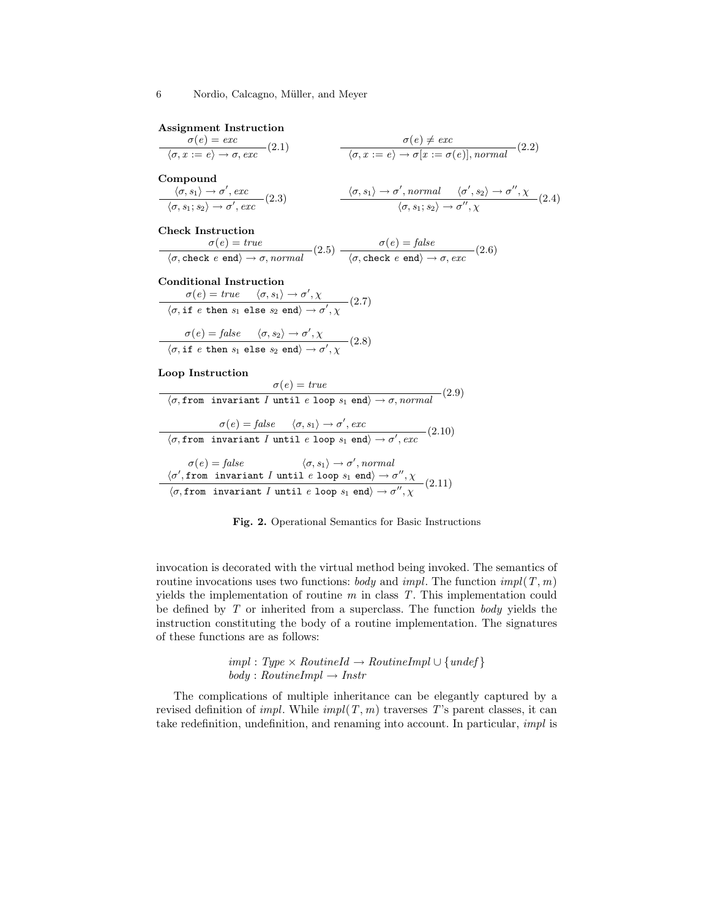**Assignment Instruction**

$$\frac{\sigma(e) = exc}{\langle \sigma, x := e \rangle \to \sigma, exc}(2.1) \qquad \frac{\sigma(e) \neq exc}{\langle \sigma, x := e \rangle \to \sigma[x := \sigma(e)], normal}(2.2)$$

**Compound**

$$\frac{\langle \sigma, s_1 \rangle \to \sigma', exc}{\langle \sigma, s_1; s_2 \rangle \to \sigma', exc}(2.3) \qquad \frac{\langle \sigma, s_1 \rangle \to \sigma', normal \quad \langle \sigma', s_2 \rangle \to \sigma'', \chi}{\langle \sigma, s_1; s_2 \rangle \to \sigma'', \chi}(2.4)$$

**Check Instruction**

$$\frac{\sigma(e) = true}{\langle \sigma, \texttt{check}\ e\ \texttt{end} \rangle \to \sigma, normal}(2.5) \quad \frac{\sigma(e) = false}{\langle \sigma, \texttt{check}\ e\ \texttt{end} \rangle \to \sigma, exc}(2.6)$$

**Conditional Instruction**

$$\frac{\sigma(e) = true \quad \langle \sigma, s_1 \rangle \to \sigma', \chi}{\langle \sigma, \texttt{if}\ e\ \texttt{then}\ s_1\ \texttt{else}\ s_2\ \texttt{end} \rangle \to \sigma', \chi}(2.7)$$

$$\frac{\sigma(e) = false \quad \langle \sigma, s_2 \rangle \to \sigma', \chi}{\langle \sigma, \texttt{if}\ e\ \texttt{then}\ s_1\ \texttt{else}\ s_2\ \texttt{end} \rangle \to \sigma', \chi}(2.8)$$

**Loop Instruction**

$$\frac{\sigma(e) = true}{\langle \sigma, \texttt{from invariant}\ I\ \texttt{until}\ e\ \texttt{loop}\ s_1\ \texttt{end} \rangle \to \sigma, normal}(2.9)$$

$$\frac{\sigma(e) = false \quad \langle \sigma, s_1 \rangle \to \sigma', exc}{\langle \sigma, \texttt{from invariant}\ I\ \texttt{until}\ e\ \texttt{loop}\ s_1\ \texttt{end} \rangle \to \sigma', exc}(2.10)$$

$$\frac{\begin{array}{ll}\sigma(e) = false & \langle \sigma, s_1 \rangle \to \sigma', normal \\ \multicolumn{2}{l}{\langle \sigma', \texttt{from invariant}\ I\ \texttt{until}\ e\ \texttt{loop}\ s_1\ \texttt{end} \rangle \to \sigma'', \chi}\end{array}}{\langle \sigma, \texttt{from invariant}\ I\ \texttt{until}\ e\ \texttt{loop}\ s_1\ \texttt{end} \rangle \to \sigma'', \chi}(2.11)$$

**Fig. 2.** Operational Semantics for Basic Instructions

invocation is decorated with the virtual method being invoked. The semantics of routine invocations uses two functions: *body* and *impl*. The function $impl(T, m)$ yields the implementation of routine $m$ in class $T$. This implementation could be defined by $T$ or inherited from a superclass. The function *body* yields the instruction constituting the body of a routine implementation. The signatures of these functions are as follows:

$$impl : Type \times RoutineId \to RoutineImpl \cup \{undef\}$$
$$body : RoutineImpl \to Instr$$

The complications of multiple inheritance can be elegantly captured by a revised definition of *impl*. While $impl(T, m)$ traverses $T$'s parent classes, it can take redefinition, undefinition, and renaming into account. In particular, *impl* is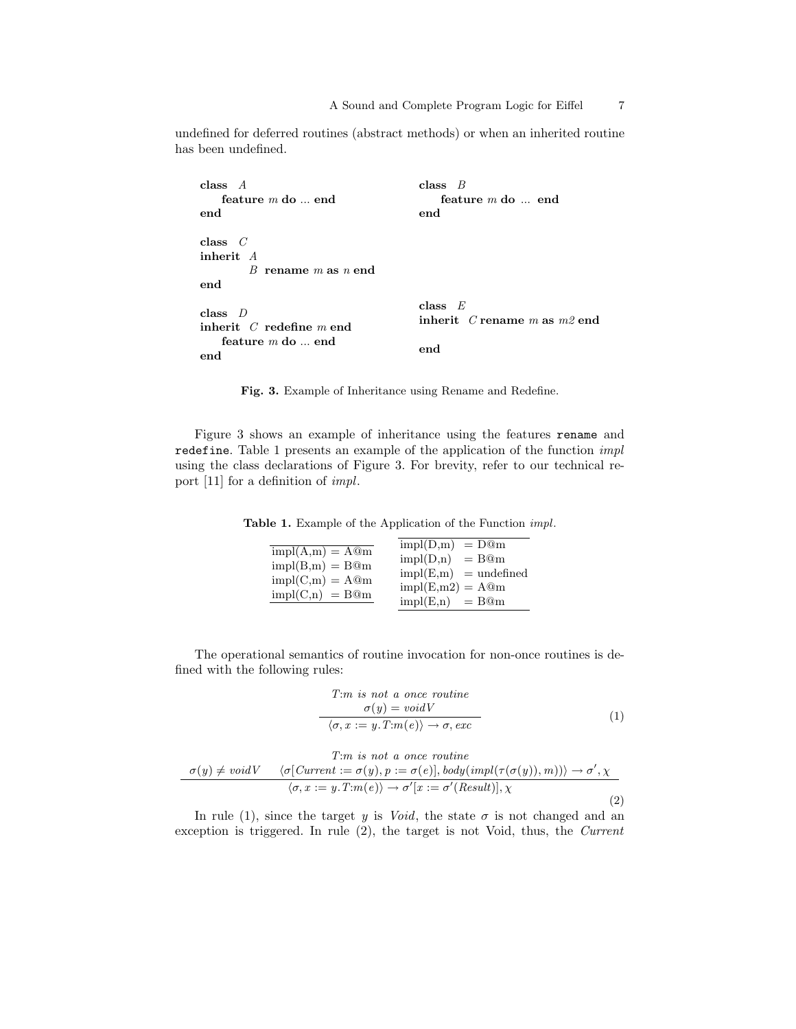undefined for deferred routines (abstract methods) or when an inherited routine has been undefined.

```
class A                              class B
    feature m do ... end                 feature m do ... end
end                                  end

class C
inherit A
        B rename m as n end
end

class D                              class E
inherit C redefine m end             inherit C rename m as m2 end
    feature m do ... end
end                                  end
```

**Fig. 3.** Example of Inheritance using Rename and Redefine.

Figure 3 shows an example of inheritance using the features `rename` and `redefine`. Table 1 presents an example of the application of the function *impl* using the class declarations of Figure 3. For brevity, refer to our technical report [11] for a definition of *impl*.

**Table 1.** Example of the Application of the Function *impl*.

| | |
|---|---|
| impl(A,m) = A@m | impl(D,m) = D@m |
| impl(B,m) = B@m | impl(D,n) = B@m |
| impl(C,m) = A@m | impl(E,m) = undefined |
| impl(C,n) = B@m | impl(E,m2) = A@m |
| | impl(E,n) = B@m |

The operational semantics of routine invocation for non-once routines is defined with the following rules:

$$\frac{\begin{array}{c} T{:}m \textit{ is not a once routine} \\ \sigma(y) = voidV \end{array}}{\langle \sigma, x := y.T{:}m(e) \rangle \rightarrow \sigma, exc} \tag{1}$$

$$\frac{\begin{array}{c} T{:}m \textit{ is not a once routine} \\ \sigma(y) \neq voidV \qquad \langle \sigma[Current := \sigma(y), p := \sigma(e)], body(impl(\tau(\sigma(y)), m)) \rangle \rightarrow \sigma', \chi \end{array}}{\langle \sigma, x := y.T{:}m(e) \rangle \rightarrow \sigma'[x := \sigma'(Result)], \chi} \tag{2}$$

In rule (1), since the target $y$ is *Void*, the state $\sigma$ is not changed and an exception is triggered. In rule (2), the target is not Void, thus, the *Current*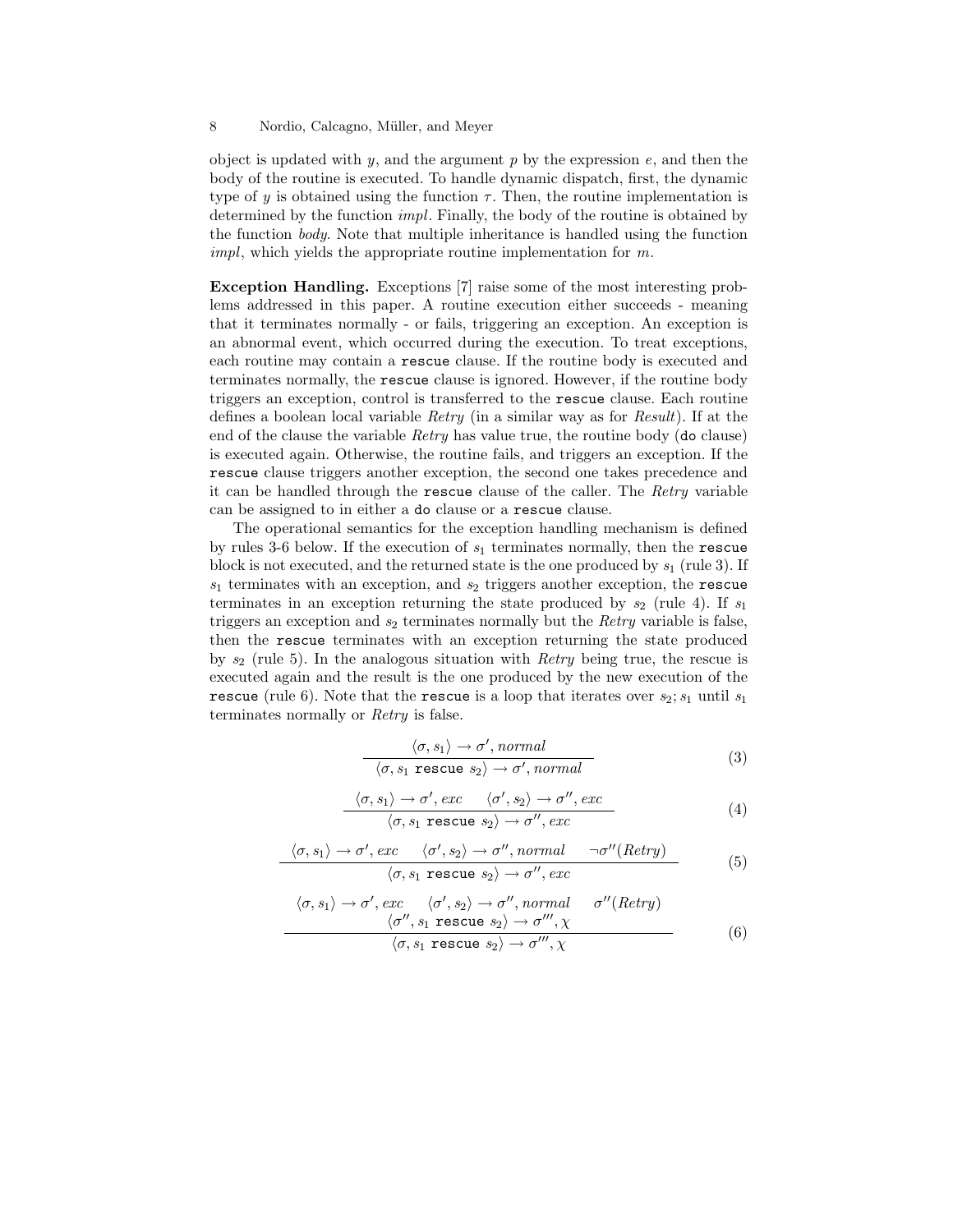object is updated with $y$, and the argument $p$ by the expression $e$, and then the body of the routine is executed. To handle dynamic dispatch, first, the dynamic type of $y$ is obtained using the function $\tau$. Then, the routine implementation is determined by the function *impl*. Finally, the body of the routine is obtained by the function *body*. Note that multiple inheritance is handled using the function *impl*, which yields the appropriate routine implementation for $m$.

**Exception Handling.** Exceptions [7] raise some of the most interesting problems addressed in this paper. A routine execution either succeeds - meaning that it terminates normally - or fails, triggering an exception. An exception is an abnormal event, which occurred during the execution. To treat exceptions, each routine may contain a `rescue` clause. If the routine body is executed and terminates normally, the `rescue` clause is ignored. However, if the routine body triggers an exception, control is transferred to the `rescue` clause. Each routine defines a boolean local variable *Retry* (in a similar way as for *Result*). If at the end of the clause the variable *Retry* has value true, the routine body (`do` clause) is executed again. Otherwise, the routine fails, and triggers an exception. If the `rescue` clause triggers another exception, the second one takes precedence and it can be handled through the `rescue` clause of the caller. The *Retry* variable can be assigned to in either a `do` clause or a `rescue` clause.

The operational semantics for the exception handling mechanism is defined by rules 3-6 below. If the execution of $s_1$ terminates normally, then the `rescue` block is not executed, and the returned state is the one produced by $s_1$ (rule 3). If $s_1$ terminates with an exception, and $s_2$ triggers another exception, the `rescue` terminates in an exception returning the state produced by $s_2$ (rule 4). If $s_1$ triggers an exception and $s_2$ terminates normally but the *Retry* variable is false, then the `rescue` terminates with an exception returning the state produced by $s_2$ (rule 5). In the analogous situation with *Retry* being true, the rescue is executed again and the result is the one produced by the new execution of the `rescue` (rule 6). Note that the `rescue` is a loop that iterates over $s_2; s_1$ until $s_1$ terminates normally or *Retry* is false.

$$\frac{\langle \sigma, s_1 \rangle \rightarrow \sigma', \mathit{normal}}{\langle \sigma, s_1 \ \texttt{rescue} \ s_2 \rangle \rightarrow \sigma', \mathit{normal}} \tag{3}$$

$$\frac{\langle \sigma, s_1 \rangle \rightarrow \sigma', \mathit{exc} \qquad \langle \sigma', s_2 \rangle \rightarrow \sigma'', \mathit{exc}}{\langle \sigma, s_1 \ \texttt{rescue} \ s_2 \rangle \rightarrow \sigma'', \mathit{exc}} \tag{4}$$

$$\frac{\langle \sigma, s_1 \rangle \rightarrow \sigma', \mathit{exc} \qquad \langle \sigma', s_2 \rangle \rightarrow \sigma'', \mathit{normal} \qquad \neg\sigma''(\mathit{Retry})}{\langle \sigma, s_1 \ \texttt{rescue} \ s_2 \rangle \rightarrow \sigma'', \mathit{exc}} \tag{5}$$

$$\frac{\begin{array}{c}\langle \sigma, s_1 \rangle \rightarrow \sigma', \mathit{exc} \qquad \langle \sigma', s_2 \rangle \rightarrow \sigma'', \mathit{normal} \qquad \sigma''(\mathit{Retry}) \\ \langle \sigma'', s_1 \ \texttt{rescue} \ s_2 \rangle \rightarrow \sigma''', \chi\end{array}}{\langle \sigma, s_1 \ \texttt{rescue} \ s_2 \rangle \rightarrow \sigma''', \chi} \tag{6}$$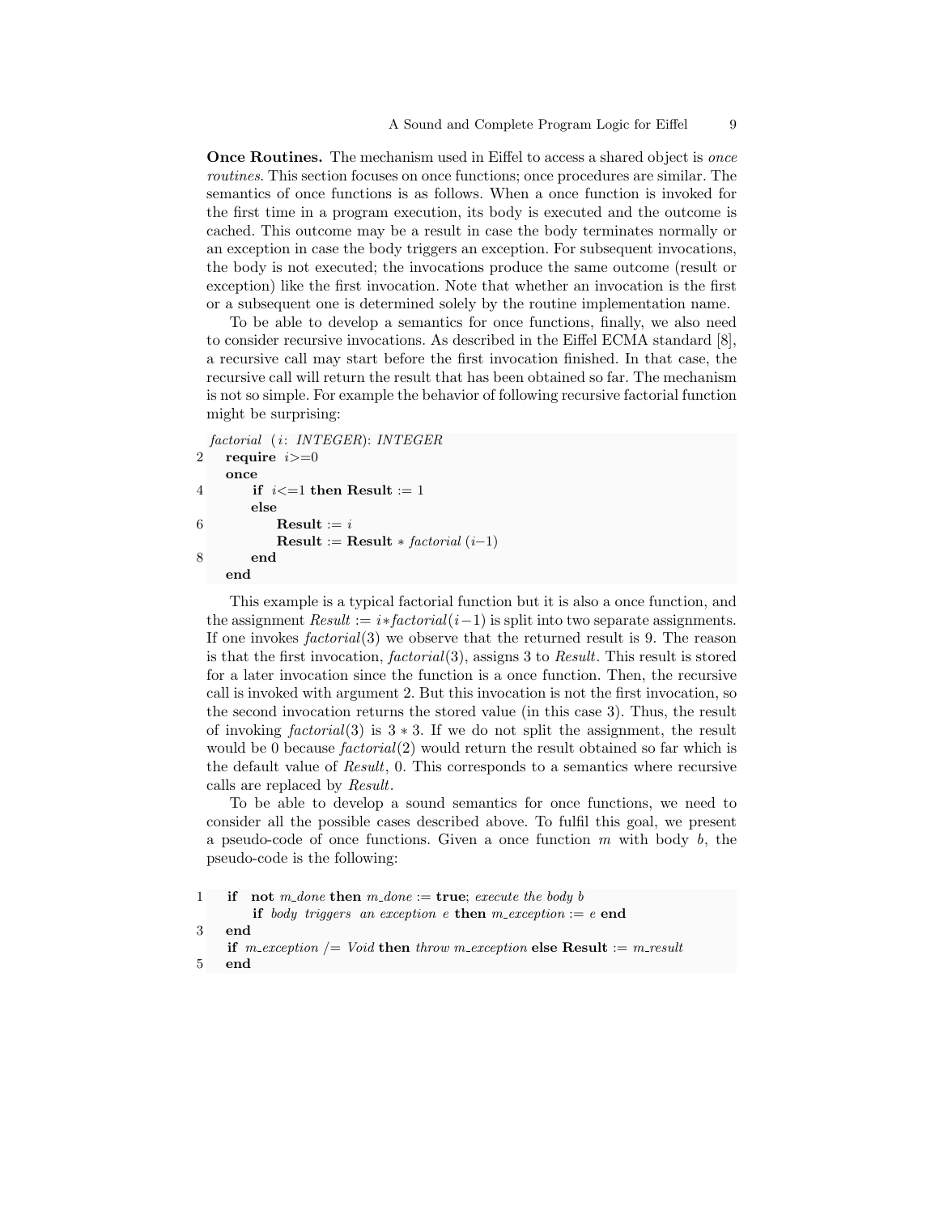**Once Routines.** The mechanism used in Eiffel to access a shared object is *once routines*. This section focuses on once functions; once procedures are similar. The semantics of once functions is as follows. When a once function is invoked for the first time in a program execution, its body is executed and the outcome is cached. This outcome may be a result in case the body terminates normally or an exception in case the body triggers an exception. For subsequent invocations, the body is not executed; the invocations produce the same outcome (result or exception) like the first invocation. Note that whether an invocation is the first or a subsequent one is determined solely by the routine implementation name.

To be able to develop a semantics for once functions, finally, we also need to consider recursive invocations. As described in the Eiffel ECMA standard [8], a recursive call may start before the first invocation finished. In that case, the recursive call will return the result that has been obtained so far. The mechanism is not so simple. For example the behavior of following recursive factorial function might be surprising:

```
  factorial (i: INTEGER): INTEGER
2   require i>=0
    once
4       if i<=1 then Result := 1
        else
6           Result := i
            Result := Result * factorial (i−1)
8       end
    end
```

This example is a typical factorial function but it is also a once function, and the assignment $Result := i*factorial(i-1)$ is split into two separate assignments. If one invokes $factorial(3)$ we observe that the returned result is 9. The reason is that the first invocation, $factorial(3)$, assigns 3 to *Result*. This result is stored for a later invocation since the function is a once function. Then, the recursive call is invoked with argument 2. But this invocation is not the first invocation, so the second invocation returns the stored value (in this case 3). Thus, the result of invoking $factorial(3)$ is $3 * 3$. If we do not split the assignment, the result would be 0 because $factorial(2)$ would return the result obtained so far which is the default value of *Result*, 0. This corresponds to a semantics where recursive calls are replaced by *Result*.

To be able to develop a sound semantics for once functions, we need to consider all the possible cases described above. To fulfil this goal, we present a pseudo-code of once functions. Given a once function $m$ with body $b$, the pseudo-code is the following:

```
1   if not m_done then m_done := true; execute the body b
        if body triggers an exception e then m_exception := e end
3   end
    if m_exception /= Void then throw m_exception else Result := m_result
5   end
```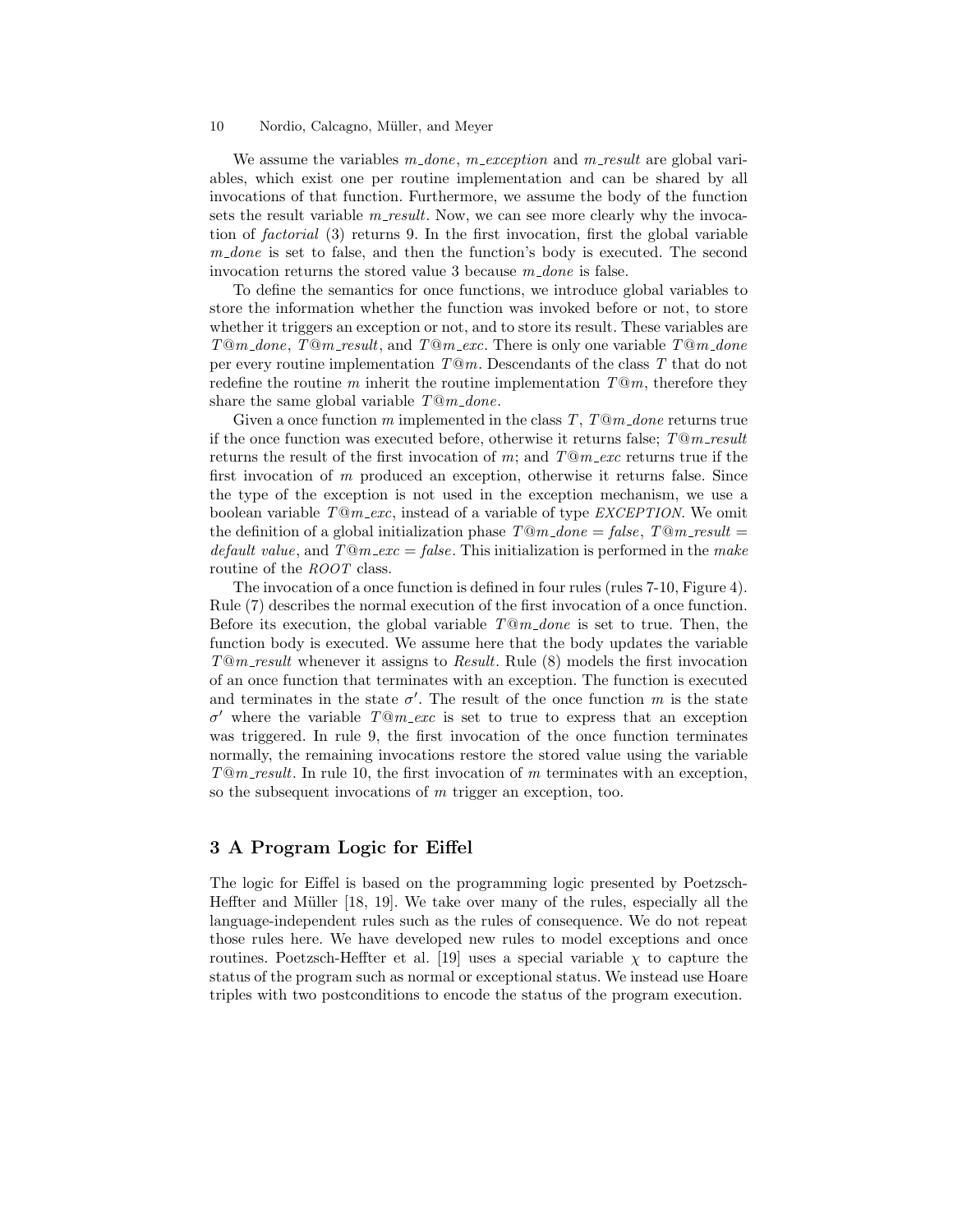We assume the variables *m_done*, *m_exception* and *m_result* are global variables, which exist one per routine implementation and can be shared by all invocations of that function. Furthermore, we assume the body of the function sets the result variable *m_result*. Now, we can see more clearly why the invocation of *factorial* (3) returns 9. In the first invocation, first the global variable *m_done* is set to false, and then the function's body is executed. The second invocation returns the stored value 3 because *m_done* is false.

To define the semantics for once functions, we introduce global variables to store the information whether the function was invoked before or not, to store whether it triggers an exception or not, and to store its result. These variables are $T@m\_done$, $T@m\_result$, and $T@m\_exc$. There is only one variable $T@m\_done$ per every routine implementation $T@m$. Descendants of the class $T$ that do not redefine the routine $m$ inherit the routine implementation $T@m$, therefore they share the same global variable $T@m\_done$.

Given a once function $m$ implemented in the class $T$, $T@m\_done$ returns true if the once function was executed before, otherwise it returns false; $T@m\_result$ returns the result of the first invocation of $m$; and $T@m\_exc$ returns true if the first invocation of $m$ produced an exception, otherwise it returns false. Since the type of the exception is not used in the exception mechanism, we use a boolean variable $T@m\_exc$, instead of a variable of type *EXCEPTION*. We omit the definition of a global initialization phase $T@m\_done = false$, $T@m\_result = default\ value$, and $T@m\_exc = false$. This initialization is performed in the *make* routine of the *ROOT* class.

The invocation of a once function is defined in four rules (rules 7-10, Figure 4). Rule (7) describes the normal execution of the first invocation of a once function. Before its execution, the global variable $T@m\_done$ is set to true. Then, the function body is executed. We assume here that the body updates the variable $T@m\_result$ whenever it assigns to *Result*. Rule (8) models the first invocation of an once function that terminates with an exception. The function is executed and terminates in the state $\sigma'$. The result of the once function $m$ is the state $\sigma'$ where the variable $T@m\_exc$ is set to true to express that an exception was triggered. In rule 9, the first invocation of the once function terminates normally, the remaining invocations restore the stored value using the variable $T@m\_result$. In rule 10, the first invocation of $m$ terminates with an exception, so the subsequent invocations of $m$ trigger an exception, too.

## 3 A Program Logic for Eiffel

The logic for Eiffel is based on the programming logic presented by Poetzsch-Heffter and Müller [18, 19]. We take over many of the rules, especially all the language-independent rules such as the rules of consequence. We do not repeat those rules here. We have developed new rules to model exceptions and once routines. Poetzsch-Heffter et al. [19] uses a special variable $\chi$ to capture the status of the program such as normal or exceptional status. We instead use Hoare triples with two postconditions to encode the status of the program execution.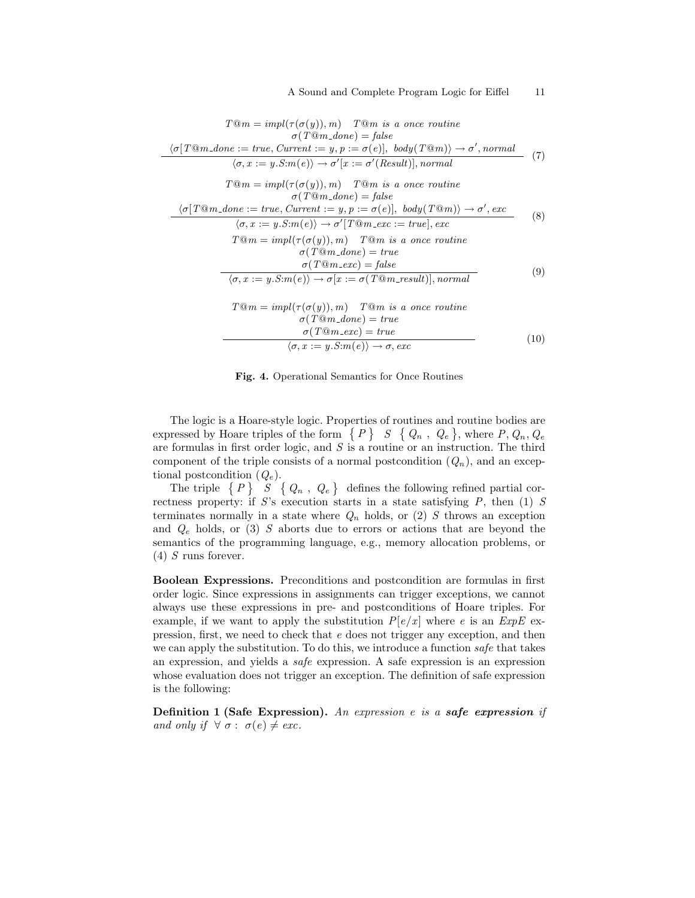$$\frac{\begin{array}{c} T@m = impl(\tau(\sigma(y)), m) \quad T@m \textit{ is a once routine} \\ \sigma(T@m\_done) = false \\ \langle \sigma[T@m\_done := true, Current := y, p := \sigma(e)],\ body(T@m) \rangle \rightarrow \sigma', normal \end{array}}{\langle \sigma, x := y.S{:}m(e) \rangle \rightarrow \sigma'[x := \sigma'(Result)], normal} \quad (7)$$

$$\frac{\begin{array}{c} T@m = impl(\tau(\sigma(y)), m) \quad T@m \textit{ is a once routine} \\ \sigma(T@m\_done) = false \\ \langle \sigma[T@m\_done := true, Current := y, p := \sigma(e)],\ body(T@m) \rangle \rightarrow \sigma', exc \end{array}}{\langle \sigma, x := y.S{:}m(e) \rangle \rightarrow \sigma'[T@m\_exc := true], exc} \quad (8)$$

$$\frac{\begin{array}{c} T@m = impl(\tau(\sigma(y)), m) \quad T@m \textit{ is a once routine} \\ \sigma(T@m\_done) = true \\ \sigma(T@m\_exc) = false \end{array}}{\langle \sigma, x := y.S{:}m(e) \rangle \rightarrow \sigma[x := \sigma(T@m\_result)], normal} \quad (9)$$

$$\frac{\begin{array}{c} T@m = impl(\tau(\sigma(y)), m) \quad T@m \textit{ is a once routine} \\ \sigma(T@m\_done) = true \\ \sigma(T@m\_exc) = true \end{array}}{\langle \sigma, x := y.S{:}m(e) \rangle \rightarrow \sigma, exc} \quad (10)$$

**Fig. 4.** Operational Semantics for Once Routines

The logic is a Hoare-style logic. Properties of routines and routine bodies are expressed by Hoare triples of the form $\{P\}\ S\ \{Q_n\ ,\ Q_e\}$, where $P, Q_n, Q_e$ are formulas in first order logic, and $S$ is a routine or an instruction. The third component of the triple consists of a normal postcondition ($Q_n$), and an exceptional postcondition ($Q_e$).

The triple $\{P\}\ S\ \{Q_n\ ,\ Q_e\}$ defines the following refined partial correctness property: if $S$'s execution starts in a state satisfying $P$, then (1) $S$ terminates normally in a state where $Q_n$ holds, or (2) $S$ throws an exception and $Q_e$ holds, or (3) $S$ aborts due to errors or actions that are beyond the semantics of the programming language, e.g., memory allocation problems, or (4) $S$ runs forever.

**Boolean Expressions.** Preconditions and postcondition are formulas in first order logic. Since expressions in assignments can trigger exceptions, we cannot always use these expressions in pre- and postconditions of Hoare triples. For example, if we want to apply the substitution $P[e/x]$ where $e$ is an *ExpE* expression, first, we need to check that $e$ does not trigger any exception, and then we can apply the substitution. To do this, we introduce a function *safe* that takes an expression, and yields a *safe* expression. A safe expression is an expression whose evaluation does not trigger an exception. The definition of safe expression is the following:

**Definition 1 (Safe Expression).** *An expression $e$ is a* ***safe expression*** *if and only if* $\forall\ \sigma :\ \sigma(e) \neq exc$.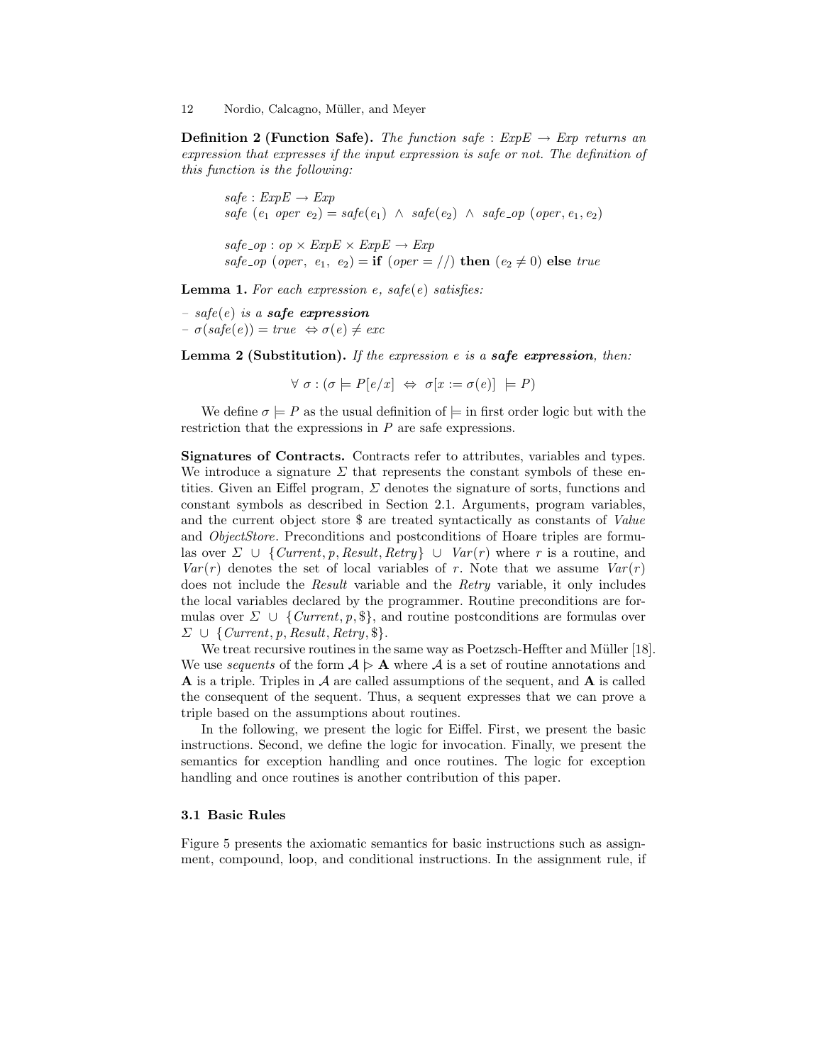**Definition 2 (Function Safe).** *The function safe : ExpE → Exp returns an expression that expresses if the input expression is safe or not. The definition of this function is the following:*

$$safe : ExpE \rightarrow Exp$$
$$safe\ (e_1\ oper\ e_2) = safe(e_1)\ \wedge\ safe(e_2)\ \wedge\ safe\_op\ (oper, e_1, e_2)$$

$$safe\_op : op \times ExpE \times ExpE \rightarrow Exp$$
$$safe\_op\ (oper,\ e_1,\ e_2) = \textbf{if}\ (oper = //)\ \textbf{then}\ (e_2 \neq 0)\ \textbf{else}\ true$$

**Lemma 1.** *For each expression e, safe(e) satisfies:*

- *safe(e) is a* ***safe expression***
- $\sigma(safe(e)) = true\ \Leftrightarrow \sigma(e) \neq exc$

**Lemma 2 (Substitution).** *If the expression e is a* ***safe expression****, then:*

$$\forall\ \sigma : (\sigma \models P[e/x]\ \Leftrightarrow\ \sigma[x := \sigma(e)]\ \models P)$$

We define $\sigma \models P$ as the usual definition of $\models$ in first order logic but with the restriction that the expressions in $P$ are safe expressions.

**Signatures of Contracts.** Contracts refer to attributes, variables and types. We introduce a signature $\Sigma$ that represents the constant symbols of these entities. Given an Eiffel program, $\Sigma$ denotes the signature of sorts, functions and constant symbols as described in Section 2.1. Arguments, program variables, and the current object store \$ are treated syntactically as constants of *Value* and *ObjectStore*. Preconditions and postconditions of Hoare triples are formulas over $\Sigma\ \cup\ \{Current, p, Result, Retry\}\ \cup\ Var(r)$ where $r$ is a routine, and $Var(r)$ denotes the set of local variables of $r$. Note that we assume $Var(r)$ does not include the *Result* variable and the *Retry* variable, it only includes the local variables declared by the programmer. Routine preconditions are formulas over $\Sigma\ \cup\ \{Current, p, \$\}$, and routine postconditions are formulas over $\Sigma\ \cup\ \{Current, p, Result, Retry, \$\}$.

We treat recursive routines in the same way as Poetzsch-Heffter and Müller [18]. We use *sequents* of the form $\mathcal{A} \rhd \mathbf{A}$ where $\mathcal{A}$ is a set of routine annotations and $\mathbf{A}$ is a triple. Triples in $\mathcal{A}$ are called assumptions of the sequent, and $\mathbf{A}$ is called the consequent of the sequent. Thus, a sequent expresses that we can prove a triple based on the assumptions about routines.

In the following, we present the logic for Eiffel. First, we present the basic instructions. Second, we define the logic for invocation. Finally, we present the semantics for exception handling and once routines. The logic for exception handling and once routines is another contribution of this paper.

### 3.1 Basic Rules

Figure 5 presents the axiomatic semantics for basic instructions such as assignment, compound, loop, and conditional instructions. In the assignment rule, if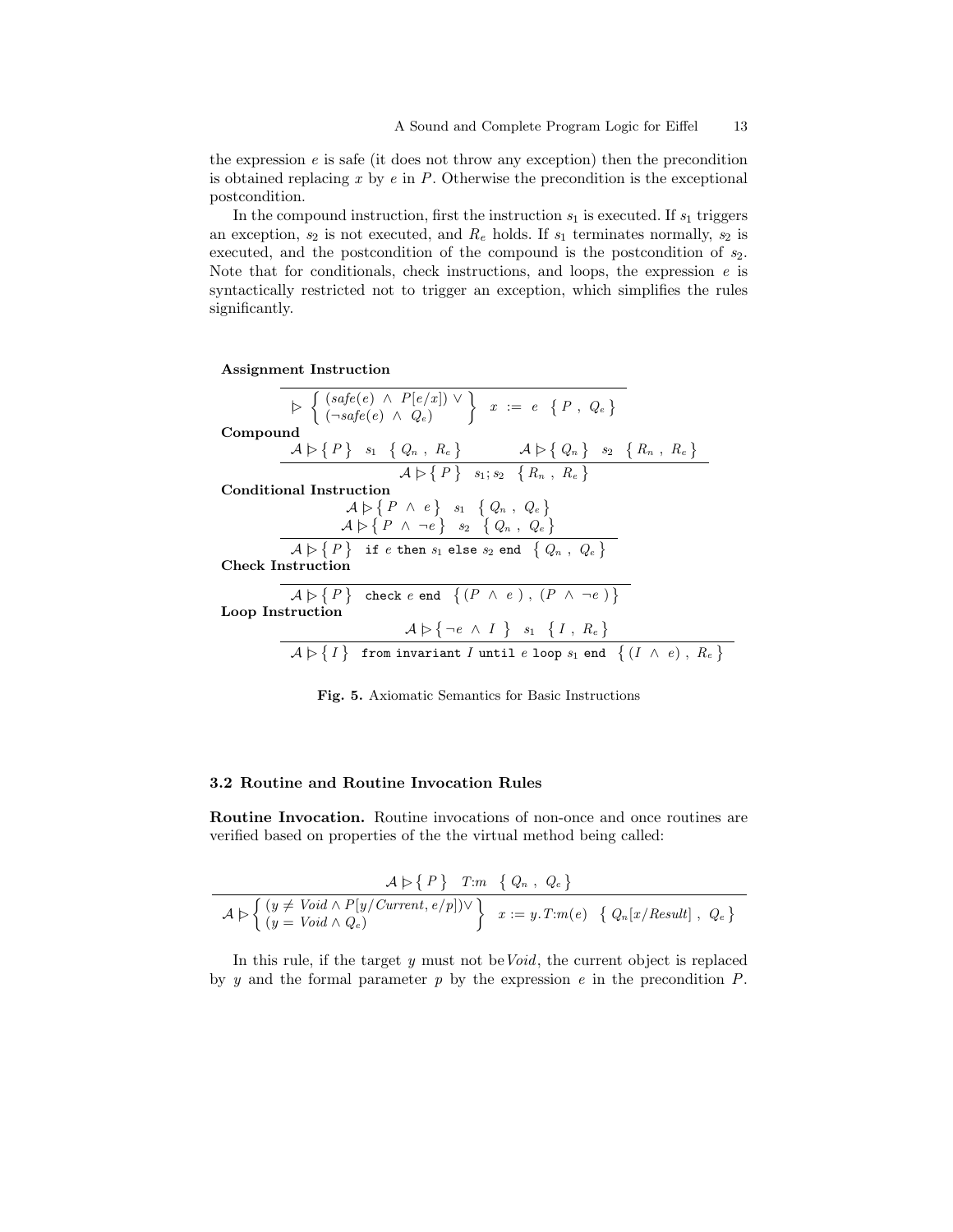the expression $e$ is safe (it does not throw any exception) then the precondition is obtained replacing $x$ by $e$ in $P$. Otherwise the precondition is the exceptional postcondition.

In the compound instruction, first the instruction $s_1$ is executed. If $s_1$ triggers an exception, $s_2$ is not executed, and $R_e$ holds. If $s_1$ terminates normally, $s_2$ is executed, and the postcondition of the compound is the postcondition of $s_2$. Note that for conditionals, check instructions, and loops, the expression $e$ is syntactically restricted not to trigger an exception, which simplifies the rules significantly.

**Assignment Instruction**

$$\frac{}{\rhd \left\{ \begin{array}{l} (safe(e) \ \wedge \ P[e/x]) \ \vee \\ (\neg safe(e) \ \wedge \ Q_e) \end{array} \right\} \quad x \ := \ e \quad \{ \, P \ , \ Q_e \, \}}$$

**Compound**

$$\frac{\mathcal{A} \rhd \{ \, P \, \} \quad s_1 \quad \{ \, Q_n \ , \ R_e \, \} \qquad \mathcal{A} \rhd \{ \, Q_n \, \} \quad s_2 \quad \{ \, R_n \ , \ R_e \, \}}{\mathcal{A} \rhd \{ \, P \, \} \quad s_1 ; s_2 \quad \{ \, R_n \ , \ R_e \, \}}$$

**Conditional Instruction**

$$\frac{\begin{array}{c} \mathcal{A} \rhd \{ \, P \ \wedge \ e \, \} \quad s_1 \quad \{ \, Q_n \ , \ Q_e \, \} \\ \mathcal{A} \rhd \{ \, P \ \wedge \ \neg e \, \} \quad s_2 \quad \{ \, Q_n \ , \ Q_e \, \} \end{array}}{\mathcal{A} \rhd \{ \, P \, \} \quad \texttt{if } e \texttt{ then } s_1 \texttt{ else } s_2 \texttt{ end} \quad \{ \, Q_n \ , \ Q_e \, \}}$$

**Check Instruction**

$$\frac{}{\mathcal{A} \rhd \{ \, P \, \} \quad \texttt{check } e \texttt{ end} \quad \{ \, (P \ \wedge \ e \, ) \ , \ (P \ \wedge \ \neg e \, ) \, \}}$$

**Loop Instruction**

$$\frac{\mathcal{A} \rhd \{ \, \neg e \ \wedge \ I \, \} \quad s_1 \quad \{ \, I \ , \ R_e \, \}}{\mathcal{A} \rhd \{ \, I \, \} \quad \texttt{from invariant } I \texttt{ until } e \texttt{ loop } s_1 \texttt{ end} \quad \{ \, (I \ \wedge \ e) \ , \ R_e \, \}}$$

**Fig. 5.** Axiomatic Semantics for Basic Instructions

### 3.2 Routine and Routine Invocation Rules

**Routine Invocation.** Routine invocations of non-once and once routines are verified based on properties of the the virtual method being called:

$$\frac{\mathcal{A} \rhd \{ \, P \, \} \quad T{:}m \quad \{ \, Q_n \ , \ Q_e \, \}}{\mathcal{A} \rhd \left\{ \begin{array}{l} (y \neq Void \wedge P[y/Current, e/p]) \vee \\ (y = Void \wedge Q_e) \end{array} \right\} \quad x := y.T{:}m(e) \quad \{ \, Q_n[x/Result] \ , \ Q_e \, \}}$$

In this rule, if the target $y$ must not be *Void*, the current object is replaced by $y$ and the formal parameter $p$ by the expression $e$ in the precondition $P$.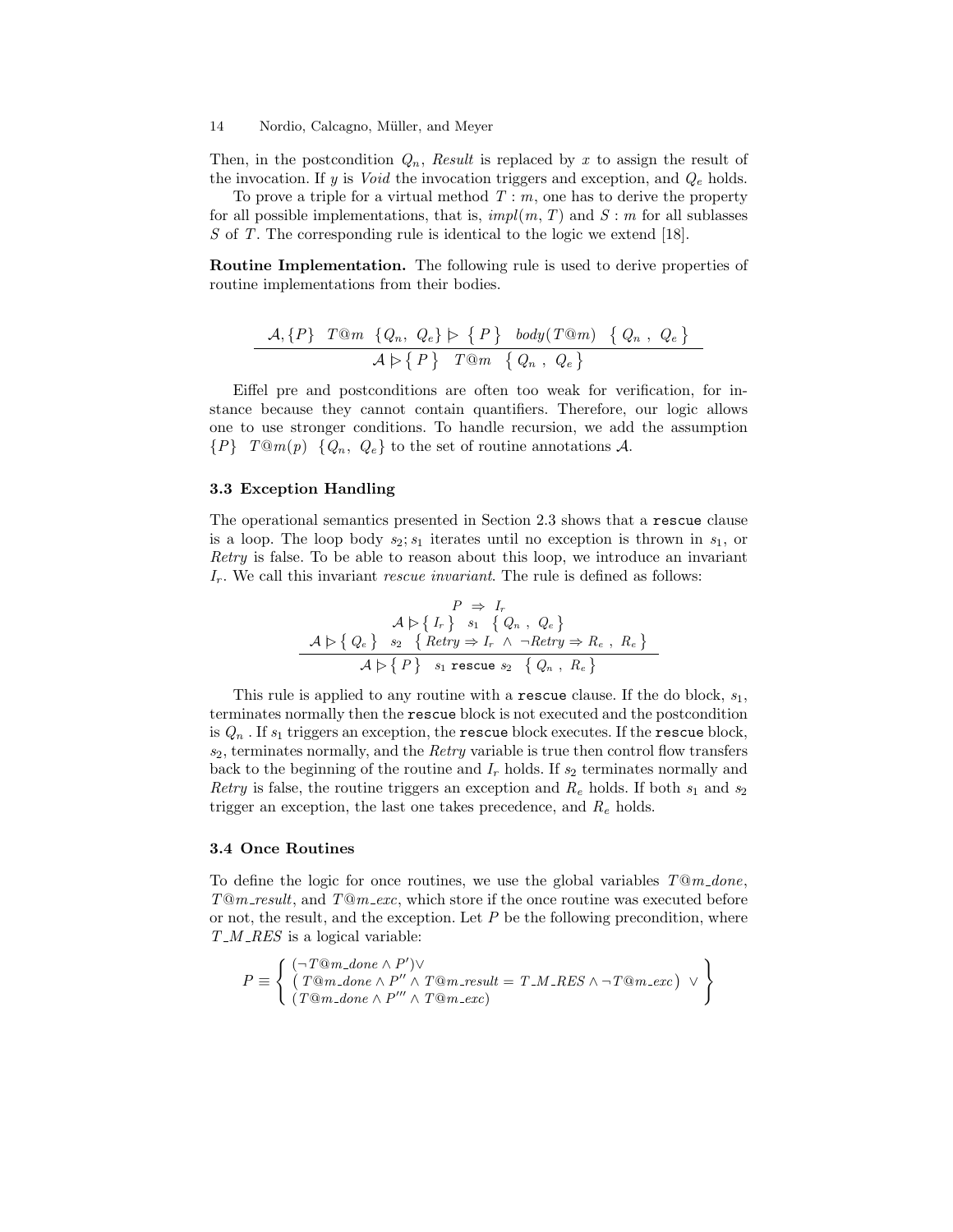Then, in the postcondition $Q_n$, *Result* is replaced by $x$ to assign the result of the invocation. If $y$ is *Void* the invocation triggers and exception, and $Q_e$ holds.

To prove a triple for a virtual method $T : m$, one has to derive the property for all possible implementations, that is, $impl(m, T)$ and $S : m$ for all sublasses $S$ of $T$. The corresponding rule is identical to the logic we extend [18].

**Routine Implementation.** The following rule is used to derive properties of routine implementations from their bodies.

$$\frac{\mathcal{A}, \{P\} \;\; T@m \;\; \{Q_n,\; Q_e\} \rhd \{\, P \,\} \;\; body(T@m) \;\; \{\, Q_n \;,\; Q_e \,\}}{\mathcal{A} \rhd \{\, P \,\} \;\; T@m \;\; \{\, Q_n \;,\; Q_e \,\}}$$

Eiffel pre and postconditions are often too weak for verification, for instance because they cannot contain quantifiers. Therefore, our logic allows one to use stronger conditions. To handle recursion, we add the assumption $\{P\} \;\; T@m(p) \;\; \{Q_n,\; Q_e\}$ to the set of routine annotations $\mathcal{A}$.

### 3.3 Exception Handling

The operational semantics presented in Section 2.3 shows that a `rescue` clause is a loop. The loop body $s_2; s_1$ iterates until no exception is thrown in $s_1$, or *Retry* is false. To be able to reason about this loop, we introduce an invariant $I_r$. We call this invariant *rescue invariant*. The rule is defined as follows:

$$\frac{\begin{array}{c} P \;\Rightarrow\; I_r \\ \mathcal{A} \rhd \{\, I_r \,\} \;\; s_1 \;\; \{\, Q_n \;,\; Q_e \,\} \\ \mathcal{A} \rhd \{\, Q_e \,\} \;\; s_2 \;\; \{\, Retry \Rightarrow I_r \;\wedge\; \neg Retry \Rightarrow R_e \;,\; R_e \,\} \end{array}}{\mathcal{A} \rhd \{\, P \,\} \;\; s_1 \; \texttt{rescue} \; s_2 \;\; \{\, Q_n \;,\; R_e \,\}}$$

This rule is applied to any routine with a `rescue` clause. If the do block, $s_1$, terminates normally then the `rescue` block is not executed and the postcondition is $Q_n$ . If $s_1$ triggers an exception, the `rescue` block executes. If the `rescue` block, $s_2$, terminates normally, and the *Retry* variable is true then control flow transfers back to the beginning of the routine and $I_r$ holds. If $s_2$ terminates normally and *Retry* is false, the routine triggers an exception and $R_e$ holds. If both $s_1$ and $s_2$ trigger an exception, the last one takes precedence, and $R_e$ holds.

### 3.4 Once Routines

To define the logic for once routines, we use the global variables $T@m\_done$, $T@m\_result$, and $T@m\_exc$, which store if the once routine was executed before or not, the result, and the exception. Let $P$ be the following precondition, where $T\_M\_RES$ is a logical variable:

$$P \equiv \left\{ \begin{array}{l} (\neg T@m\_done \wedge P') \vee \\ \left( T@m\_done \wedge P'' \wedge T@m\_result = T\_M\_RES \wedge \neg T@m\_exc \right) \;\vee \\ \left( T@m\_done \wedge P''' \wedge T@m\_exc \right) \end{array} \right\}$$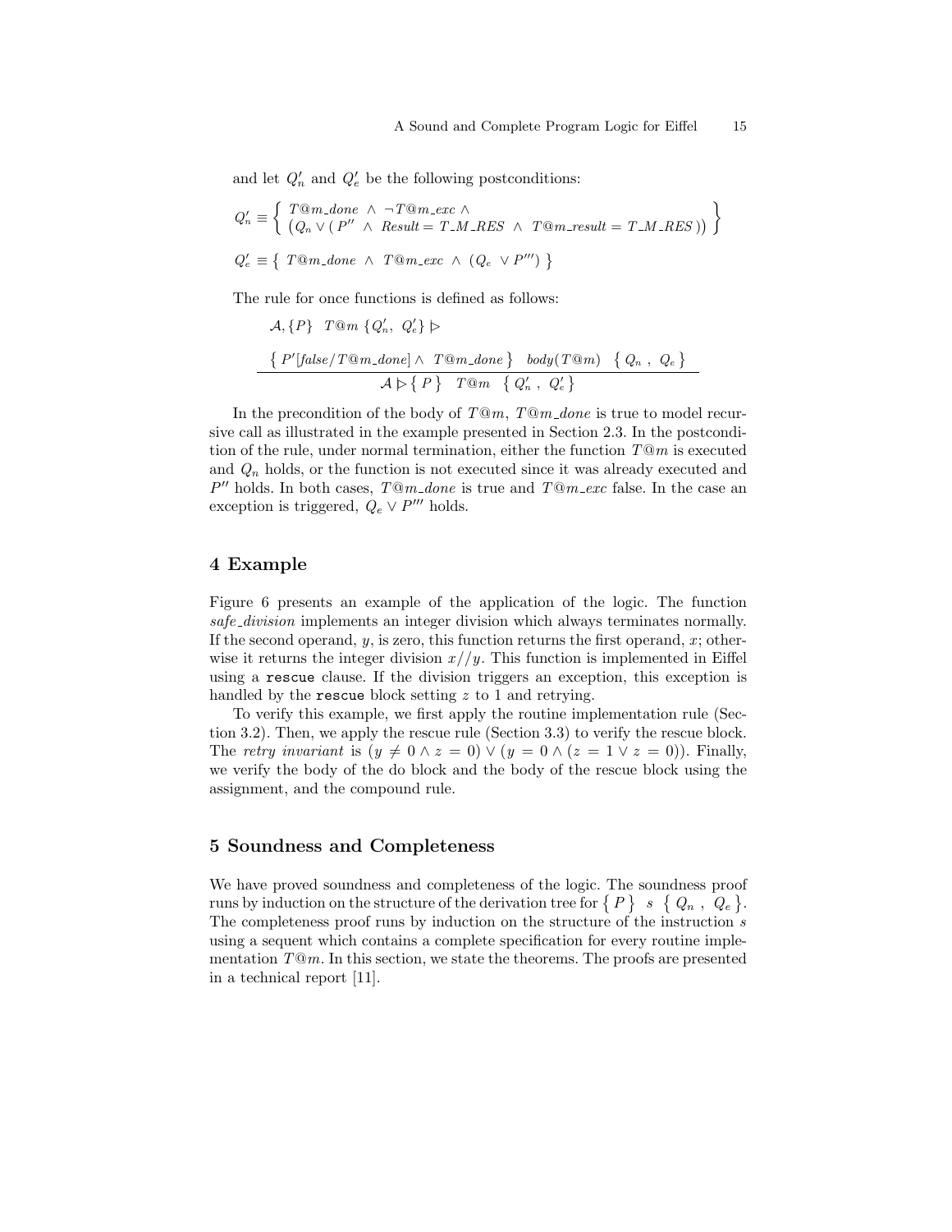and let $Q'_n$ and $Q'_e$ be the following postconditions:

$$Q'_n \equiv \left\{ \begin{array}{l} T@m\_done \ \wedge \ \neg T@m\_exc \ \wedge \\ \left( Q_n \vee ( P'' \ \wedge \ Result = T\_M\_RES \ \wedge \ T@m\_result = T\_M\_RES ) \right) \end{array} \right\}$$

$$Q'_e \equiv \left\{ \ T@m\_done \ \wedge \ T@m\_exc \ \wedge \ (Q_e \ \vee P''') \ \right\}$$

The rule for once functions is defined as follows:

$$\frac{\begin{array}{l} \mathcal{A}, \{P\} \quad T@m \ \{Q'_n, \ Q'_e\} \rhd \\ \left\{ \ P'[false/T@m\_done] \wedge \ T@m\_done \ \right\} \quad body(T@m) \quad \left\{ \ Q_n \ , \ Q_e \ \right\} \end{array}}{\mathcal{A} \rhd \left\{ \ P \ \right\} \quad T@m \quad \left\{ \ Q'_n \ , \ Q'_e \ \right\}}$$

In the precondition of the body of $T@m$, $T@m\_done$ is true to model recursive call as illustrated in the example presented in Section 2.3. In the postcondition of the rule, under normal termination, either the function $T@m$ is executed and $Q_n$ holds, or the function is not executed since it was already executed and $P''$ holds. In both cases, $T@m\_done$ is true and $T@m\_exc$ false. In the case an exception is triggered, $Q_e \vee P'''$ holds.

## 4 Example

Figure 6 presents an example of the application of the logic. The function *safe_division* implements an integer division which always terminates normally. If the second operand, $y$, is zero, this function returns the first operand, $x$; otherwise it returns the integer division $x//y$. This function is implemented in Eiffel using a `rescue` clause. If the division triggers an exception, this exception is handled by the `rescue` block setting $z$ to 1 and retrying.

To verify this example, we first apply the routine implementation rule (Section 3.2). Then, we apply the rescue rule (Section 3.3) to verify the rescue block. The *retry invariant* is $(y \neq 0 \wedge z = 0) \vee (y = 0 \wedge (z = 1 \vee z = 0))$. Finally, we verify the body of the do block and the body of the rescue block using the assignment, and the compound rule.

## 5 Soundness and Completeness

We have proved soundness and completeness of the logic. The soundness proof runs by induction on the structure of the derivation tree for $\left\{ \ P \ \right\} \ \ s \ \ \left\{ \ Q_n \ , \ Q_e \ \right\}$. The completeness proof runs by induction on the structure of the instruction $s$ using a sequent which contains a complete specification for every routine implementation $T@m$. In this section, we state the theorems. The proofs are presented in a technical report [11].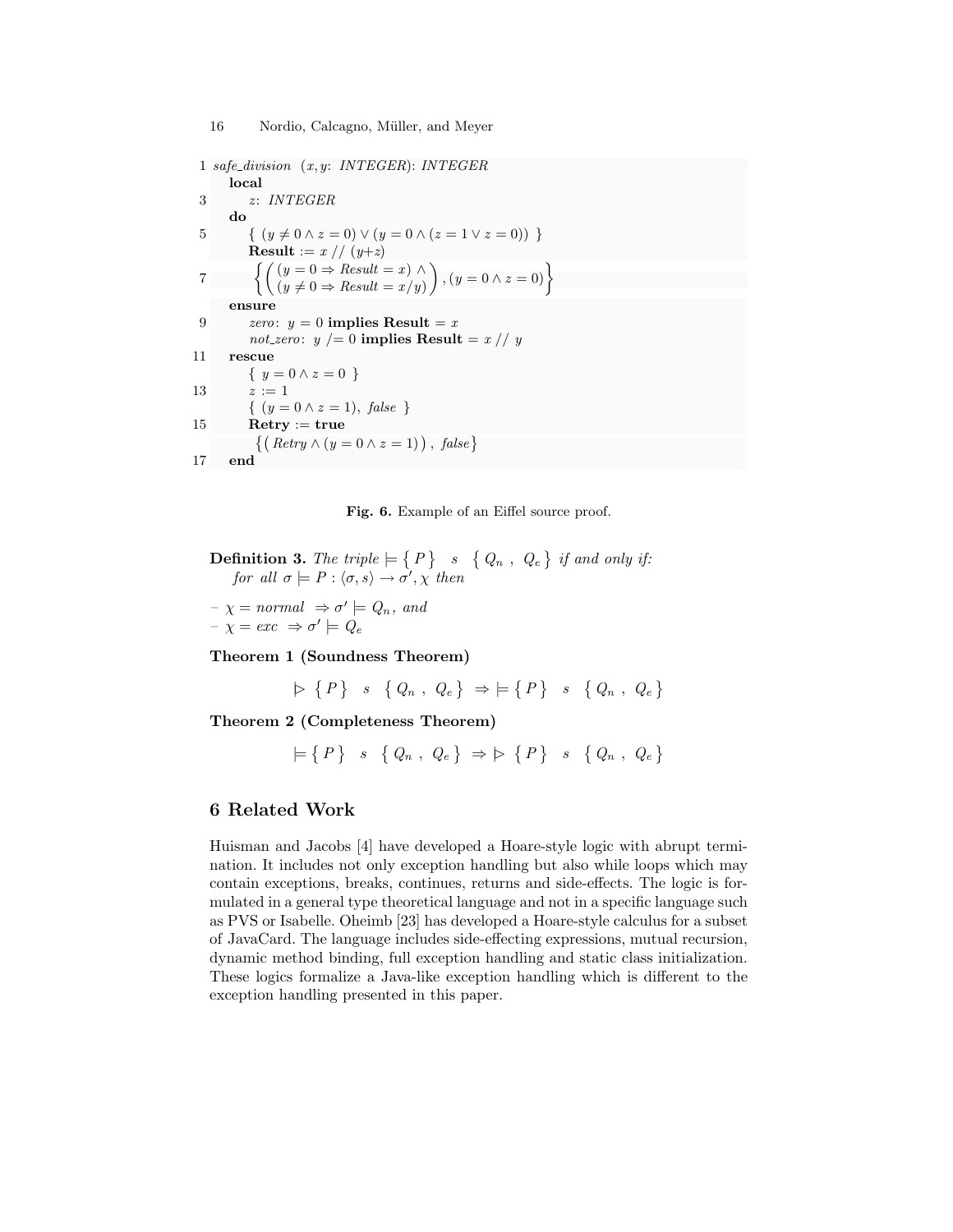```
1  safe_division (x,y: INTEGER): INTEGER
     local
3      z: INTEGER
     do
5      { (y ≠ 0 ∧ z = 0) ∨ (y = 0 ∧ (z = 1 ∨ z = 0)) }
       Result := x // (y+z)
7      { ( (y = 0 ⇒ Result = x) ∧
           (y ≠ 0 ⇒ Result = x/y) ) , (y = 0 ∧ z = 0) }
     ensure
9      zero: y = 0 implies Result = x
       not_zero: y /= 0 implies Result = x // y
11   rescue
       { y = 0 ∧ z = 0 }
13     z := 1
       { (y = 0 ∧ z = 1), false }
15     Retry := true
       { ( Retry ∧ (y = 0 ∧ z = 1) ) , false }
17   end
```

**Fig. 6.** Example of an Eiffel source proof.

**Definition 3.** *The triple* $\models \{ P \} \;\; s \;\; \{ Q_n \,,\; Q_e \}$ *if and only if: for all* $\sigma \models P : \langle \sigma, s \rangle \rightarrow \sigma', \chi$ *then*

- $\chi = normal \;\Rightarrow \sigma' \models Q_n$, *and*
- $\chi = exc \;\Rightarrow \sigma' \models Q_e$

**Theorem 1 (Soundness Theorem)**

$$\rhd \; \{ P \} \;\; s \;\; \{ Q_n \,,\; Q_e \} \;\Rightarrow \; \models \{ P \} \;\; s \;\; \{ Q_n \,,\; Q_e \}$$

**Theorem 2 (Completeness Theorem)**

$$\models \{ P \} \;\; s \;\; \{ Q_n \,,\; Q_e \} \;\Rightarrow \; \rhd \; \{ P \} \;\; s \;\; \{ Q_n \,,\; Q_e \}$$

## 6 Related Work

Huisman and Jacobs [4] have developed a Hoare-style logic with abrupt termination. It includes not only exception handling but also while loops which may contain exceptions, breaks, continues, returns and side-effects. The logic is formulated in a general type theoretical language and not in a specific language such as PVS or Isabelle. Oheimb [23] has developed a Hoare-style calculus for a subset of JavaCard. The language includes side-effecting expressions, mutual recursion, dynamic method binding, full exception handling and static class initialization. These logics formalize a Java-like exception handling which is different to the exception handling presented in this paper.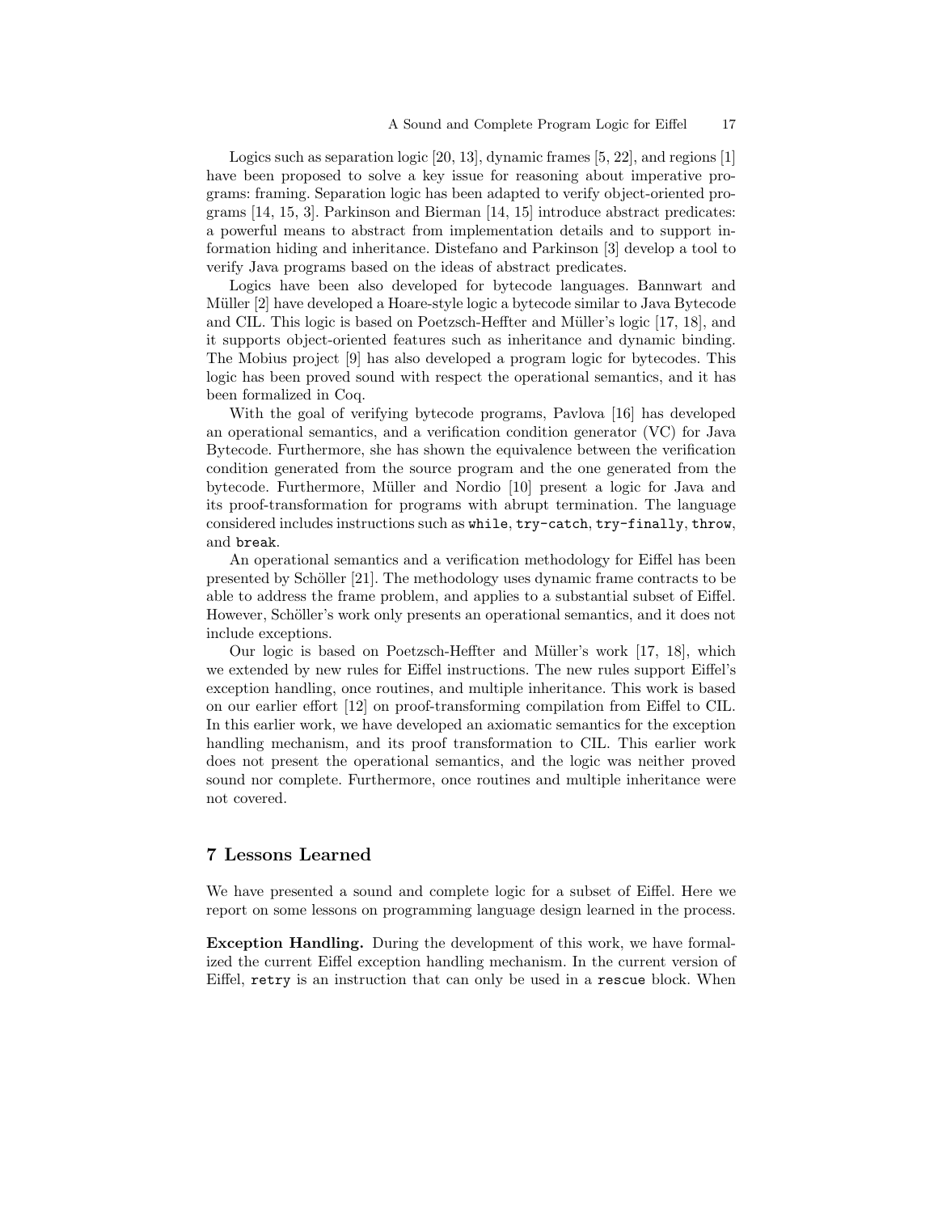Logics such as separation logic [20, 13], dynamic frames [5, 22], and regions [1] have been proposed to solve a key issue for reasoning about imperative programs: framing. Separation logic has been adapted to verify object-oriented programs [14, 15, 3]. Parkinson and Bierman [14, 15] introduce abstract predicates: a powerful means to abstract from implementation details and to support information hiding and inheritance. Distefano and Parkinson [3] develop a tool to verify Java programs based on the ideas of abstract predicates.

Logics have been also developed for bytecode languages. Bannwart and Müller [2] have developed a Hoare-style logic a bytecode similar to Java Bytecode and CIL. This logic is based on Poetzsch-Heffter and Müller's logic [17, 18], and it supports object-oriented features such as inheritance and dynamic binding. The Mobius project [9] has also developed a program logic for bytecodes. This logic has been proved sound with respect the operational semantics, and it has been formalized in Coq.

With the goal of verifying bytecode programs, Pavlova [16] has developed an operational semantics, and a verification condition generator (VC) for Java Bytecode. Furthermore, she has shown the equivalence between the verification condition generated from the source program and the one generated from the bytecode. Furthermore, Müller and Nordio [10] present a logic for Java and its proof-transformation for programs with abrupt termination. The language considered includes instructions such as `while`, `try-catch`, `try-finally`, `throw`, and `break`.

An operational semantics and a verification methodology for Eiffel has been presented by Schöller [21]. The methodology uses dynamic frame contracts to be able to address the frame problem, and applies to a substantial subset of Eiffel. However, Schöller's work only presents an operational semantics, and it does not include exceptions.

Our logic is based on Poetzsch-Heffter and Müller's work [17, 18], which we extended by new rules for Eiffel instructions. The new rules support Eiffel's exception handling, once routines, and multiple inheritance. This work is based on our earlier effort [12] on proof-transforming compilation from Eiffel to CIL. In this earlier work, we have developed an axiomatic semantics for the exception handling mechanism, and its proof transformation to CIL. This earlier work does not present the operational semantics, and the logic was neither proved sound nor complete. Furthermore, once routines and multiple inheritance were not covered.

## 7 Lessons Learned

We have presented a sound and complete logic for a subset of Eiffel. Here we report on some lessons on programming language design learned in the process.

**Exception Handling.** During the development of this work, we have formalized the current Eiffel exception handling mechanism. In the current version of Eiffel, `retry` is an instruction that can only be used in a `rescue` block. When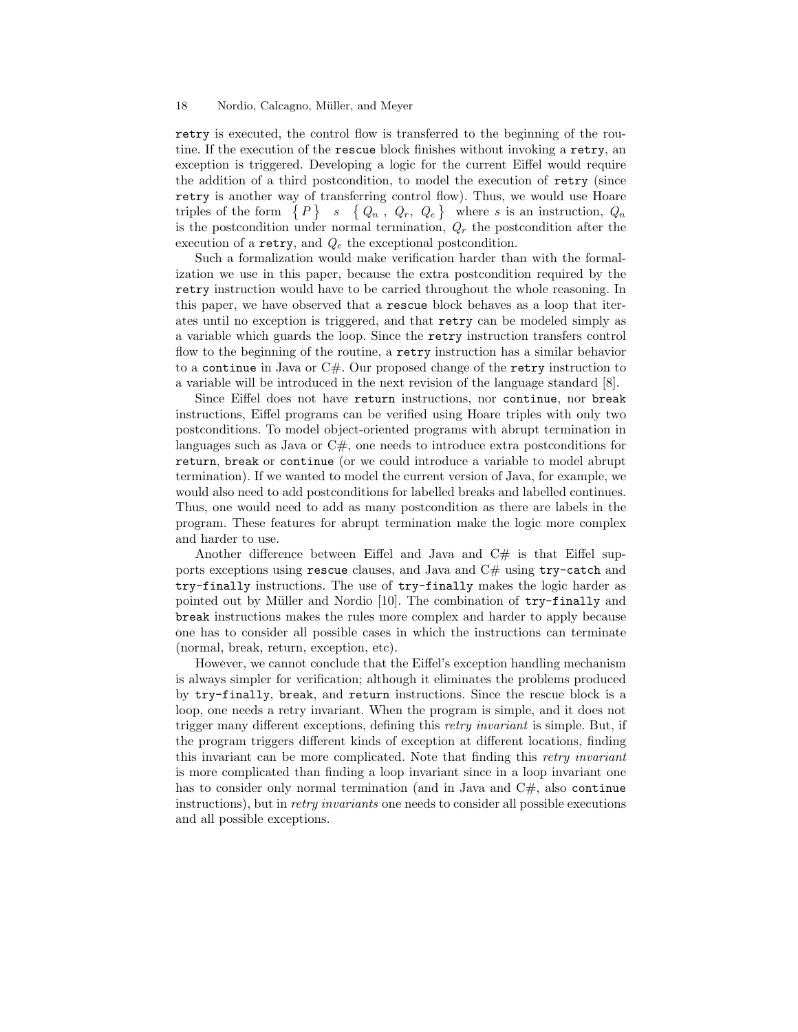retry is executed, the control flow is transferred to the beginning of the routine. If the execution of the rescue block finishes without invoking a retry, an exception is triggered. Developing a logic for the current Eiffel would require the addition of a third postcondition, to model the execution of retry (since retry is another way of transferring control flow). Thus, we would use Hoare triples of the form $\{P\} \;\; s \;\; \{Q_n\,,\; Q_r,\; Q_e\}$ where $s$ is an instruction, $Q_n$ is the postcondition under normal termination, $Q_r$ the postcondition after the execution of a retry, and $Q_e$ the exceptional postcondition.

Such a formalization would make verification harder than with the formalization we use in this paper, because the extra postcondition required by the retry instruction would have to be carried throughout the whole reasoning. In this paper, we have observed that a rescue block behaves as a loop that iterates until no exception is triggered, and that retry can be modeled simply as a variable which guards the loop. Since the retry instruction transfers control flow to the beginning of the routine, a retry instruction has a similar behavior to a continue in Java or C#. Our proposed change of the retry instruction to a variable will be introduced in the next revision of the language standard [8].

Since Eiffel does not have return instructions, nor continue, nor break instructions, Eiffel programs can be verified using Hoare triples with only two postconditions. To model object-oriented programs with abrupt termination in languages such as Java or C#, one needs to introduce extra postconditions for return, break or continue (or we could introduce a variable to model abrupt termination). If we wanted to model the current version of Java, for example, we would also need to add postconditions for labelled breaks and labelled continues. Thus, one would need to add as many postcondition as there are labels in the program. These features for abrupt termination make the logic more complex and harder to use.

Another difference between Eiffel and Java and C# is that Eiffel supports exceptions using rescue clauses, and Java and C# using try-catch and try-finally instructions. The use of try-finally makes the logic harder as pointed out by Müller and Nordio [10]. The combination of try-finally and break instructions makes the rules more complex and harder to apply because one has to consider all possible cases in which the instructions can terminate (normal, break, return, exception, etc).

However, we cannot conclude that the Eiffel's exception handling mechanism is always simpler for verification; although it eliminates the problems produced by try-finally, break, and return instructions. Since the rescue block is a loop, one needs a retry invariant. When the program is simple, and it does not trigger many different exceptions, defining this *retry invariant* is simple. But, if the program triggers different kinds of exception at different locations, finding this invariant can be more complicated. Note that finding this *retry invariant* is more complicated than finding a loop invariant since in a loop invariant one has to consider only normal termination (and in Java and C#, also continue instructions), but in *retry invariants* one needs to consider all possible executions and all possible exceptions.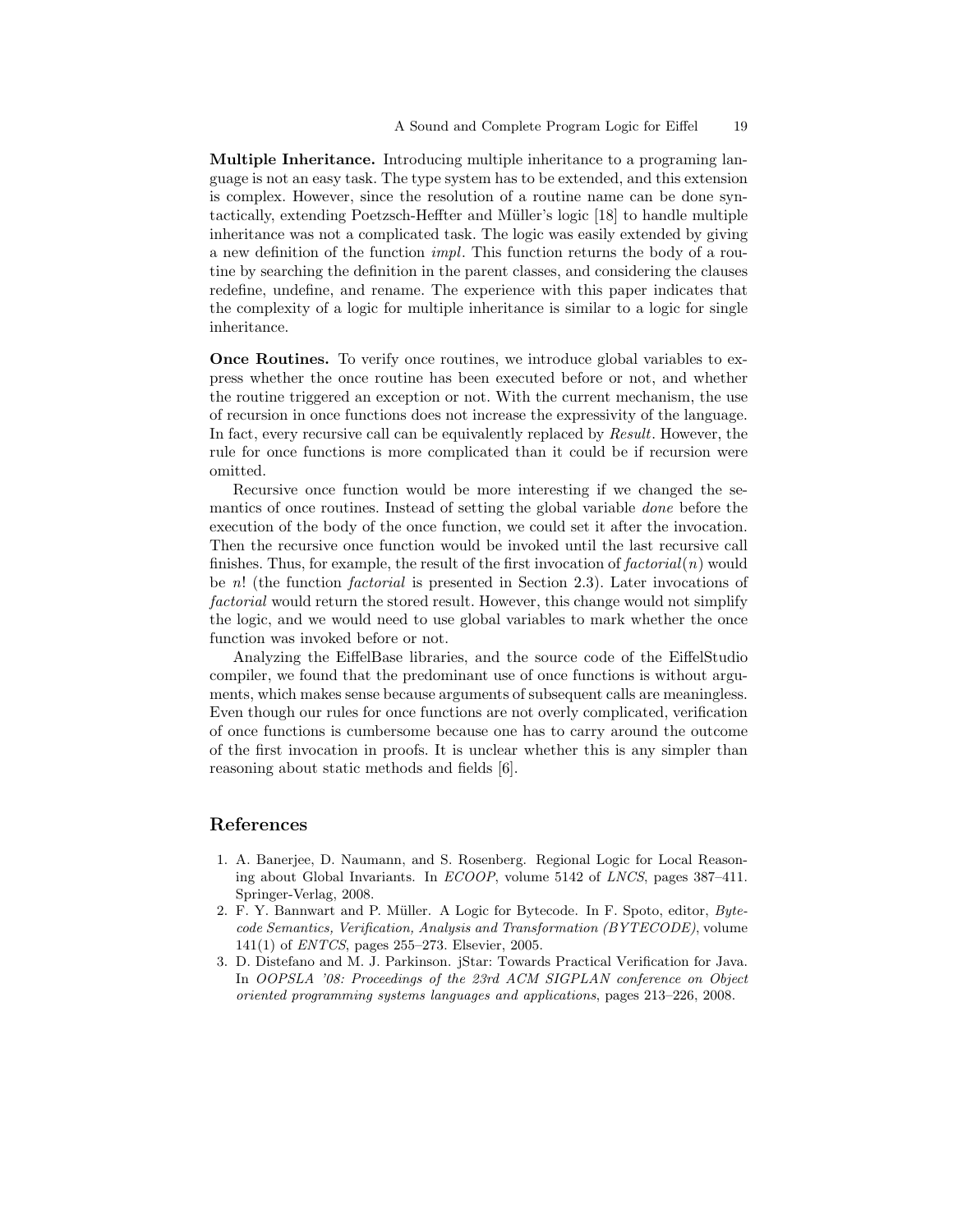**Multiple Inheritance.** Introducing multiple inheritance to a programing language is not an easy task. The type system has to be extended, and this extension is complex. However, since the resolution of a routine name can be done syntactically, extending Poetzsch-Heffter and Müller's logic [18] to handle multiple inheritance was not a complicated task. The logic was easily extended by giving a new definition of the function *impl*. This function returns the body of a routine by searching the definition in the parent classes, and considering the clauses redefine, undefine, and rename. The experience with this paper indicates that the complexity of a logic for multiple inheritance is similar to a logic for single inheritance.

**Once Routines.** To verify once routines, we introduce global variables to express whether the once routine has been executed before or not, and whether the routine triggered an exception or not. With the current mechanism, the use of recursion in once functions does not increase the expressivity of the language. In fact, every recursive call can be equivalently replaced by *Result*. However, the rule for once functions is more complicated than it could be if recursion were omitted.

Recursive once function would be more interesting if we changed the semantics of once routines. Instead of setting the global variable *done* before the execution of the body of the once function, we could set it after the invocation. Then the recursive once function would be invoked until the last recursive call finishes. Thus, for example, the result of the first invocation of $factorial(n)$ would be $n!$ (the function *factorial* is presented in Section 2.3). Later invocations of *factorial* would return the stored result. However, this change would not simplify the logic, and we would need to use global variables to mark whether the once function was invoked before or not.

Analyzing the EiffelBase libraries, and the source code of the EiffelStudio compiler, we found that the predominant use of once functions is without arguments, which makes sense because arguments of subsequent calls are meaningless. Even though our rules for once functions are not overly complicated, verification of once functions is cumbersome because one has to carry around the outcome of the first invocation in proofs. It is unclear whether this is any simpler than reasoning about static methods and fields [6].

## References

1. A. Banerjee, D. Naumann, and S. Rosenberg. Regional Logic for Local Reasoning about Global Invariants. In *ECOOP*, volume 5142 of *LNCS*, pages 387–411. Springer-Verlag, 2008.
2. F. Y. Bannwart and P. Müller. A Logic for Bytecode. In F. Spoto, editor, *Bytecode Semantics, Verification, Analysis and Transformation (BYTECODE)*, volume 141(1) of *ENTCS*, pages 255–273. Elsevier, 2005.
3. D. Distefano and M. J. Parkinson. jStar: Towards Practical Verification for Java. In *OOPSLA '08: Proceedings of the 23rd ACM SIGPLAN conference on Object oriented programming systems languages and applications*, pages 213–226, 2008.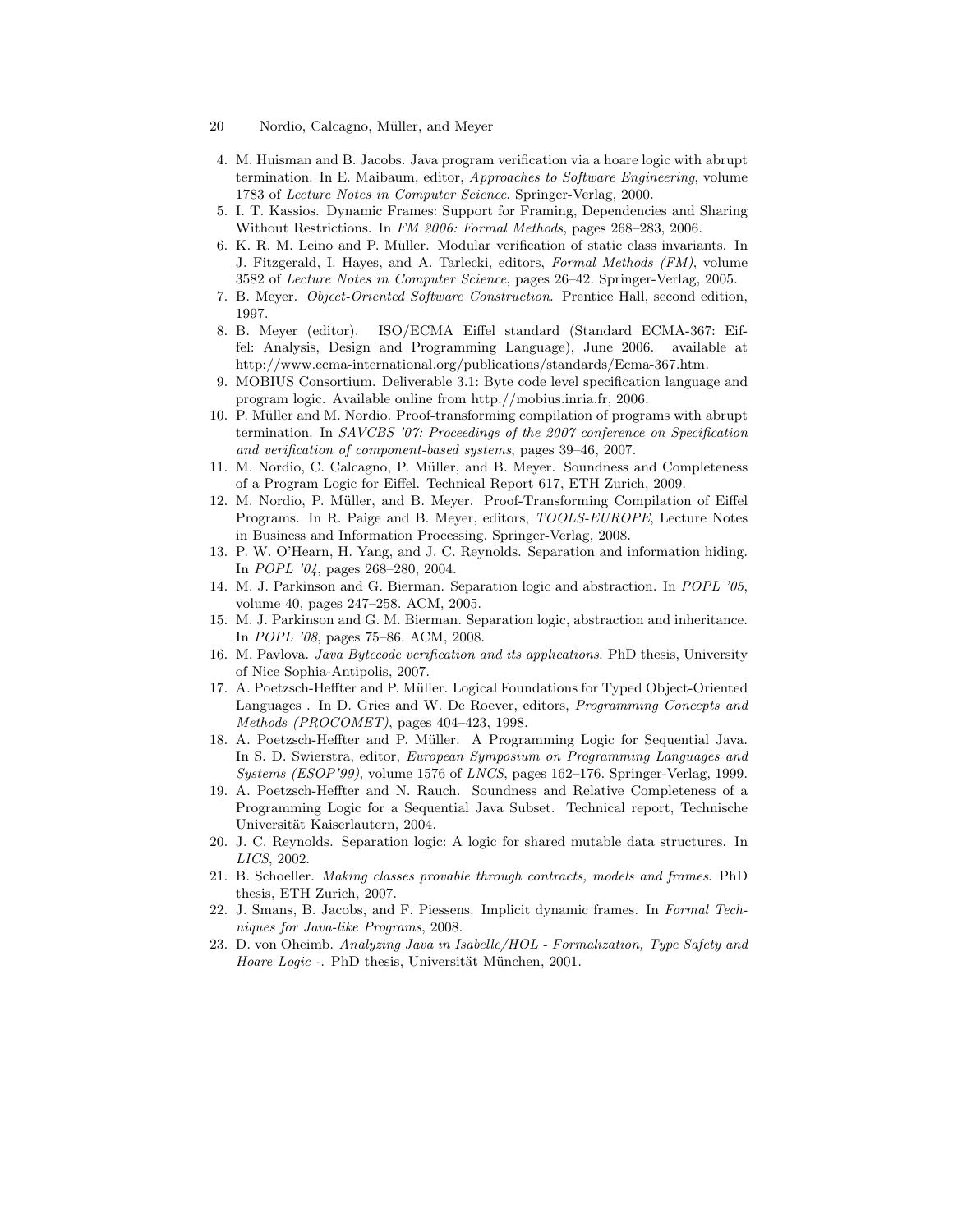4. M. Huisman and B. Jacobs. Java program verification via a hoare logic with abrupt termination. In E. Maibaum, editor, *Approaches to Software Engineering*, volume 1783 of *Lecture Notes in Computer Science*. Springer-Verlag, 2000.
5. I. T. Kassios. Dynamic Frames: Support for Framing, Dependencies and Sharing Without Restrictions. In *FM 2006: Formal Methods*, pages 268–283, 2006.
6. K. R. M. Leino and P. Müller. Modular verification of static class invariants. In J. Fitzgerald, I. Hayes, and A. Tarlecki, editors, *Formal Methods (FM)*, volume 3582 of *Lecture Notes in Computer Science*, pages 26–42. Springer-Verlag, 2005.
7. B. Meyer. *Object-Oriented Software Construction*. Prentice Hall, second edition, 1997.
8. B. Meyer (editor). ISO/ECMA Eiffel standard (Standard ECMA-367: Eiffel: Analysis, Design and Programming Language), June 2006. available at http://www.ecma-international.org/publications/standards/Ecma-367.htm.
9. MOBIUS Consortium. Deliverable 3.1: Byte code level specification language and program logic. Available online from http://mobius.inria.fr, 2006.
10. P. Müller and M. Nordio. Proof-transforming compilation of programs with abrupt termination. In *SAVCBS '07: Proceedings of the 2007 conference on Specification and verification of component-based systems*, pages 39–46, 2007.
11. M. Nordio, C. Calcagno, P. Müller, and B. Meyer. Soundness and Completeness of a Program Logic for Eiffel. Technical Report 617, ETH Zurich, 2009.
12. M. Nordio, P. Müller, and B. Meyer. Proof-Transforming Compilation of Eiffel Programs. In R. Paige and B. Meyer, editors, *TOOLS-EUROPE*, Lecture Notes in Business and Information Processing. Springer-Verlag, 2008.
13. P. W. O'Hearn, H. Yang, and J. C. Reynolds. Separation and information hiding. In *POPL '04*, pages 268–280, 2004.
14. M. J. Parkinson and G. Bierman. Separation logic and abstraction. In *POPL '05*, volume 40, pages 247–258. ACM, 2005.
15. M. J. Parkinson and G. M. Bierman. Separation logic, abstraction and inheritance. In *POPL '08*, pages 75–86. ACM, 2008.
16. M. Pavlova. *Java Bytecode verification and its applications*. PhD thesis, University of Nice Sophia-Antipolis, 2007.
17. A. Poetzsch-Heffter and P. Müller. Logical Foundations for Typed Object-Oriented Languages . In D. Gries and W. De Roever, editors, *Programming Concepts and Methods (PROCOMET)*, pages 404–423, 1998.
18. A. Poetzsch-Heffter and P. Müller. A Programming Logic for Sequential Java. In S. D. Swierstra, editor, *European Symposium on Programming Languages and Systems (ESOP'99)*, volume 1576 of *LNCS*, pages 162–176. Springer-Verlag, 1999.
19. A. Poetzsch-Heffter and N. Rauch. Soundness and Relative Completeness of a Programming Logic for a Sequential Java Subset. Technical report, Technische Universität Kaiserlautern, 2004.
20. J. C. Reynolds. Separation logic: A logic for shared mutable data structures. In *LICS*, 2002.
21. B. Schoeller. *Making classes provable through contracts, models and frames*. PhD thesis, ETH Zurich, 2007.
22. J. Smans, B. Jacobs, and F. Piessens. Implicit dynamic frames. In *Formal Techniques for Java-like Programs*, 2008.
23. D. von Oheimb. *Analyzing Java in Isabelle/HOL - Formalization, Type Safety and Hoare Logic -*. PhD thesis, Universität München, 2001.